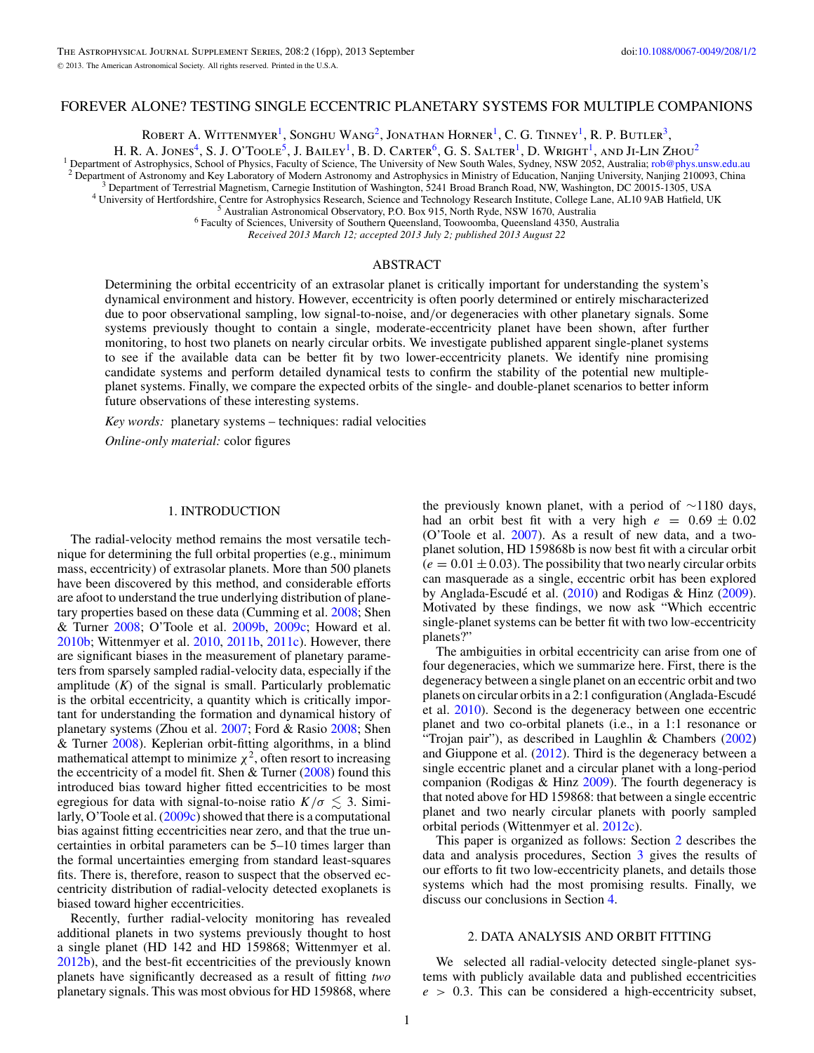# FOREVER ALONE? TESTING SINGLE ECCENTRIC PLANETARY SYSTEMS FOR MULTIPLE COMPANIONS

Robert A. Wittenmyer[1], Songhu Wang[2], Jonathan Horner[1], C. G. Tinney[1], R. P. Butler[3], H. R. A. Jones[4], S. J. O'Toole[5], J. Bailey[1], B. D. Carter[6], G. S. Salter[1], D. Wright[1], and Ji-Lin Zhou[2]

[1] Department of Astrophysics, School of Physics, Faculty of Science, The University of New South Wales, Sydney, NSW 2052, Australia; rob@phys.unsw.edu.au
[2] Department of Astronomy and Key Laboratory of Modern Astronomy and Astrophysics in Ministry of Education, Nanjing University, Nanjing 210093, China
[3] Department of Terrestrial Magnetism, Carnegie Institution of Washington, 5241 Broad Branch Road, NW, Washington, DC 20015-1305, USA
[4] University of Hertfordshire, Centre for Astrophysics Research, Science and Technology Research Institute, College Lane, AL10 9AB Hatfield, UK
[5] Australian Astronomical Observatory, P.O. Box 915, North Ryde, NSW 1670, Australia
[6] Faculty of Sciences, University of Southern Queensland, Toowoomba, Queensland 4350, Australia

*Received 2013 March 12; accepted 2013 July 2; published 2013 August 22*

## ABSTRACT

Determining the orbital eccentricity of an extrasolar planet is critically important for understanding the system's dynamical environment and history. However, eccentricity is often poorly determined or entirely mischaracterized due to poor observational sampling, low signal-to-noise, and/or degeneracies with other planetary signals. Some systems previously thought to contain a single, moderate-eccentricity planet have been shown, after further monitoring, to host two planets on nearly circular orbits. We investigate published apparent single-planet systems to see if the available data can be better fit by two lower-eccentricity planets. We identify nine promising candidate systems and perform detailed dynamical tests to confirm the stability of the potential new multiple-planet systems. Finally, we compare the expected orbits of the single- and double-planet scenarios to better inform future observations of these interesting systems.

*Key words:* planetary systems – techniques: radial velocities

*Online-only material:* color figures

## 1. INTRODUCTION

The radial-velocity method remains the most versatile technique for determining the full orbital properties (e.g., minimum mass, eccentricity) of extrasolar planets. More than 500 planets have been discovered by this method, and considerable efforts are afoot to understand the true underlying distribution of planetary properties based on these data (Cumming et al. 2008; Shen & Turner 2008; O'Toole et al. 2009b, 2009c; Howard et al. 2010b; Wittenmyer et al. 2010, 2011b, 2011c). However, there are significant biases in the measurement of planetary parameters from sparsely sampled radial-velocity data, especially if the amplitude ($K$) of the signal is small. Particularly problematic is the orbital eccentricity, a quantity which is critically important for understanding the formation and dynamical history of planetary systems (Zhou et al. 2007; Ford & Rasio 2008; Shen & Turner 2008). Keplerian orbit-fitting algorithms, in a blind mathematical attempt to minimize $\chi^2$, often resort to increasing the eccentricity of a model fit. Shen & Turner (2008) found this introduced bias toward higher fitted eccentricities to be most egregious for data with signal-to-noise ratio $K/\sigma \lesssim 3$. Similarly, O'Toole et al. (2009c) showed that there is a computational bias against fitting eccentricities near zero, and that the true uncertainties in orbital parameters can be 5–10 times larger than the formal uncertainties emerging from standard least-squares fits. There is, therefore, reason to suspect that the observed eccentricity distribution of radial-velocity detected exoplanets is biased toward higher eccentricities.

Recently, further radial-velocity monitoring has revealed additional planets in two systems previously thought to host a single planet (HD 142 and HD 159868; Wittenmyer et al. 2012b), and the best-fit eccentricities of the previously known planets have significantly decreased as a result of fitting *two* planetary signals. This was most obvious for HD 159868, where the previously known planet, with a period of ~1180 days, had an orbit best fit with a very high $e = 0.69 \pm 0.02$ (O'Toole et al. 2007). As a result of new data, and a two-planet solution, HD 159868b is now best fit with a circular orbit ($e = 0.01 \pm 0.03$). The possibility that two nearly circular orbits can masquerade as a single, eccentric orbit has been explored by Anglada-Escudé et al. (2010) and Rodigas & Hinz (2009). Motivated by these findings, we now ask "Which eccentric single-planet systems can be better fit with two low-eccentricity planets?"

The ambiguities in orbital eccentricity can arise from one of four degeneracies, which we summarize here. First, there is the degeneracy between a single planet on an eccentric orbit and two planets on circular orbits in a 2:1 configuration (Anglada-Escudé et al. 2010). Second is the degeneracy between one eccentric planet and two co-orbital planets (i.e., in a 1:1 resonance or "Trojan pair"), as described in Laughlin & Chambers (2002) and Giuppone et al. (2012). Third is the degeneracy between a single eccentric planet and a circular planet with a long-period companion (Rodigas & Hinz 2009). The fourth degeneracy is that noted above for HD 159868: that between a single eccentric planet and two nearly circular planets with poorly sampled orbital periods (Wittenmyer et al. 2012c).

This paper is organized as follows: Section 2 describes the data and analysis procedures, Section 3 gives the results of our efforts to fit two low-eccentricity planets, and details those systems which had the most promising results. Finally, we discuss our conclusions in Section 4.

## 2. DATA ANALYSIS AND ORBIT FITTING

We selected all radial-velocity detected single-planet systems with publicly available data and published eccentricities $e > 0.3$. This can be considered a high-eccentricity subset,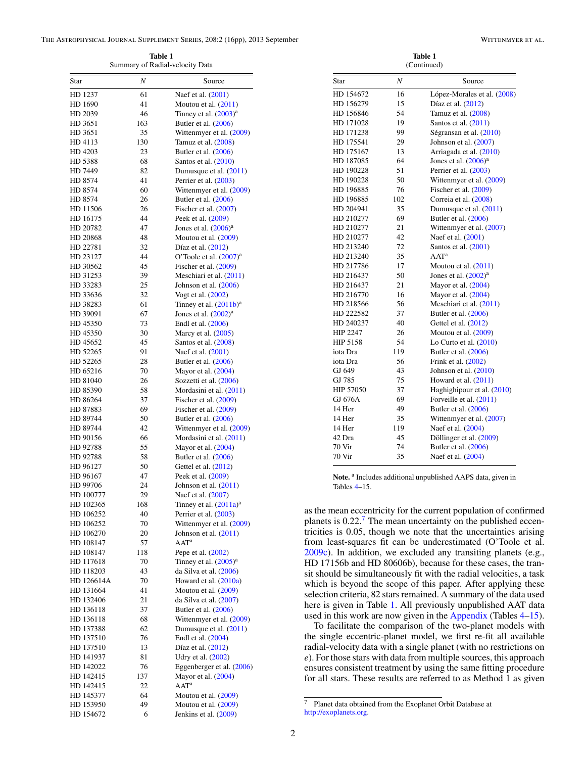**Table 1**
Summary of Radial-velocity Data

| Star | $N$ | Source |
|---|---|---|
| HD 1237 | 61 | Naef et al. (2001) |
| HD 1690 | 41 | Moutou et al. (2011) |
| HD 2039 | 46 | Tinney et al. (2003)[a] |
| HD 3651 | 163 | Butler et al. (2006) |
| HD 3651 | 35 | Wittenmyer et al. (2009) |
| HD 4113 | 130 | Tamuz et al. (2008) |
| HD 4203 | 23 | Butler et al. (2006) |
| HD 5388 | 68 | Santos et al. (2010) |
| HD 7449 | 82 | Dumusque et al. (2011) |
| HD 8574 | 41 | Perrier et al. (2003) |
| HD 8574 | 60 | Wittenmyer et al. (2009) |
| HD 8574 | 26 | Butler et al. (2006) |
| HD 11506 | 26 | Fischer et al. (2007) |
| HD 16175 | 44 | Peek et al. (2009) |
| HD 20782 | 47 | Jones et al. (2006)[a] |
| HD 20868 | 48 | Moutou et al. (2009) |
| HD 22781 | 32 | Díaz et al. (2012) |
| HD 23127 | 44 | O'Toole et al. (2007)[a] |
| HD 30562 | 45 | Fischer et al. (2009) |
| HD 31253 | 39 | Meschiari et al. (2011) |
| HD 33283 | 25 | Johnson et al. (2006) |
| HD 33636 | 32 | Vogt et al. (2002) |
| HD 38283 | 61 | Tinney et al. (2011b)[a] |
| HD 39091 | 67 | Jones et al. (2002)[a] |
| HD 45350 | 73 | Endl et al. (2006) |
| HD 45350 | 30 | Marcy et al. (2005) |
| HD 45652 | 45 | Santos et al. (2008) |
| HD 52265 | 91 | Naef et al. (2001) |
| HD 52265 | 28 | Butler et al. (2006) |
| HD 65216 | 70 | Mayor et al. (2004) |
| HD 81040 | 26 | Sozzetti et al. (2006) |
| HD 85390 | 58 | Mordasini et al. (2011) |
| HD 86264 | 37 | Fischer et al. (2009) |
| HD 87883 | 69 | Fischer et al. (2009) |
| HD 89744 | 50 | Butler et al. (2006) |
| HD 89744 | 42 | Wittenmyer et al. (2009) |
| HD 90156 | 66 | Mordasini et al. (2011) |
| HD 92788 | 55 | Mayor et al. (2004) |
| HD 92788 | 58 | Butler et al. (2006) |
| HD 96127 | 50 | Gettel et al. (2012) |
| HD 96167 | 47 | Peek et al. (2009) |
| HD 99706 | 24 | Johnson et al. (2011) |
| HD 100777 | 29 | Naef et al. (2007) |
| HD 102365 | 168 | Tinney et al. (2011a)[a] |
| HD 106252 | 40 | Perrier et al. (2003) |
| HD 106252 | 70 | Wittenmyer et al. (2009) |
| HD 106270 | 20 | Johnson et al. (2011) |
| HD 108147 | 57 | AAT[a] |
| HD 108147 | 118 | Pepe et al. (2002) |
| HD 117618 | 70 | Tinney et al. (2005)[a] |
| HD 118203 | 43 | da Silva et al. (2006) |
| HD 126614A | 70 | Howard et al. (2010a) |
| HD 131664 | 41 | Moutou et al. (2009) |
| HD 132406 | 21 | da Silva et al. (2007) |
| HD 136118 | 37 | Butler et al. (2006) |
| HD 136118 | 68 | Wittenmyer et al. (2009) |
| HD 137388 | 62 | Dumusque et al. (2011) |
| HD 137510 | 76 | Endl et al. (2004) |
| HD 137510 | 13 | Díaz et al. (2012) |
| HD 141937 | 81 | Udry et al. (2002) |
| HD 142022 | 76 | Eggenberger et al. (2006) |
| HD 142415 | 137 | Mayor et al. (2004) |
| HD 142415 | 22 | AAT[a] |
| HD 145377 | 64 | Moutou et al. (2009) |
| HD 153950 | 49 | Moutou et al. (2009) |
| HD 154672 | 6 | Jenkins et al. (2009) |
| HD 154672 | 16 | López-Morales et al. (2008) |
| HD 156279 | 15 | Díaz et al. (2012) |
| HD 156846 | 54 | Tamuz et al. (2008) |
| HD 171028 | 19 | Santos et al. (2011) |
| HD 171238 | 99 | Ségransan et al. (2010) |
| HD 175541 | 29 | Johnson et al. (2007) |
| HD 175167 | 13 | Arriagada et al. (2010) |
| HD 187085 | 64 | Jones et al. (2006)[a] |
| HD 190228 | 51 | Perrier et al. (2003) |
| HD 190228 | 50 | Wittenmyer et al. (2009) |
| HD 196885 | 76 | Fischer et al. (2009) |
| HD 196885 | 102 | Correia et al. (2008) |
| HD 204941 | 35 | Dumusque et al. (2011) |
| HD 210277 | 69 | Butler et al. (2006) |
| HD 210277 | 21 | Wittenmyer et al. (2007) |
| HD 210277 | 42 | Naef et al. (2001) |
| HD 213240 | 72 | Santos et al. (2001) |
| HD 213240 | 35 | AAT[a] |
| HD 217786 | 17 | Moutou et al. (2011) |
| HD 216437 | 50 | Jones et al. (2002)[a] |
| HD 216437 | 21 | Mayor et al. (2004) |
| HD 216770 | 16 | Mayor et al. (2004) |
| HD 218566 | 56 | Meschiari et al. (2011) |
| HD 222582 | 37 | Butler et al. (2006) |
| HD 240237 | 40 | Gettel et al. (2012) |
| HIP 2247 | 26 | Moutou et al. (2009) |
| HIP 5158 | 54 | Lo Curto et al. (2010) |
| iota Dra | 119 | Butler et al. (2006) |
| iota Dra | 56 | Frink et al. (2002) |
| GJ 649 | 43 | Johnson et al. (2010) |
| GJ 785 | 75 | Howard et al. (2011) |
| HIP 57050 | 37 | Haghighipour et al. (2010) |
| GJ 676A | 69 | Forveille et al. (2011) |
| 14 Her | 49 | Butler et al. (2006) |
| 14 Her | 35 | Wittenmyer et al. (2007) |
| 14 Her | 119 | Naef et al. (2004) |
| 42 Dra | 45 | Döllinger et al. (2009) |
| 70 Vir | 74 | Butler et al. (2006) |
| 70 Vir | 35 | Naef et al. (2004) |

**Note.** [a] Includes additional unpublished AAPS data, given in Tables 4–15.

as the mean eccentricity for the current population of confirmed planets is 0.22.[7] The mean uncertainty on the published eccentricities is 0.05, though we note that the uncertainties arising from least-squares fit can be underestimated (O'Toole et al. 2009c). In addition, we excluded any transiting planets (e.g., HD 17156b and HD 80606b), because for these cases, the transit should be simultaneously fit with the radial velocities, a task which is beyond the scope of this paper. After applying these selection criteria, 82 stars remained. A summary of the data used here is given in Table 1. All previously unpublished AAT data used in this work are now given in the Appendix (Tables 4–15).

To facilitate the comparison of the two-planet models with the single eccentric-planet model, we first re-fit all available radial-velocity data with a single planet (with no restrictions on $e$). For those stars with data from multiple sources, this approach ensures consistent treatment by using the same fitting procedure for all stars. These results are referred to as Method 1 as given

[7] Planet data obtained from the Exoplanet Orbit Database at http://exoplanets.org.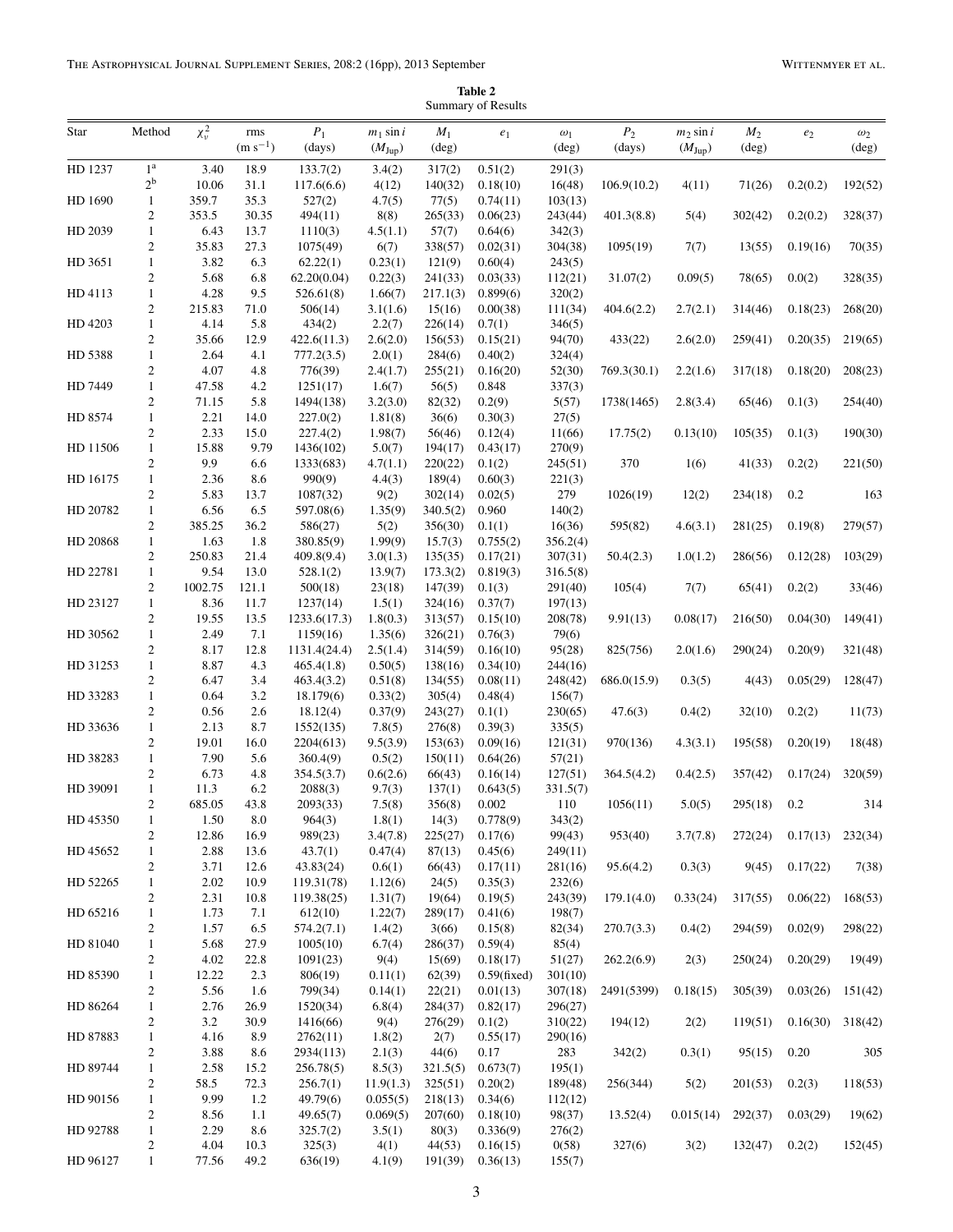**Table 2**
Summary of Results

| Star | Method | $\chi^2_\nu$ | rms ($\mathrm{m\,s^{-1}}$) | $P_1$ (days) | $m_1 \sin i$ ($M_{\mathrm{Jup}}$) | $M_1$ (deg) | $e_1$ | $\omega_1$ (deg) | $P_2$ (days) | $m_2 \sin i$ ($M_{\mathrm{Jup}}$) | $M_2$ (deg) | $e_2$ | $\omega_2$ (deg) |
|---|---|---|---|---|---|---|---|---|---|---|---|---|---|
| HD 1237 | 1[a] | 3.40 | 18.9 | 133.7(2) | 3.4(2) | 317(2) | 0.51(2) | 291(3) | | | | | |
| | 2[b] | 10.06 | 31.1 | 117.6(6.6) | 4(12) | 140(32) | 0.18(10) | 16(48) | 106.9(10.2) | 4(11) | 71(26) | 0.2(0.2) | 192(52) |
| HD 1690 | 1 | 359.7 | 35.3 | 527(2) | 4.7(5) | 77(5) | 0.74(11) | 103(13) | | | | | |
| | 2 | 353.5 | 30.35 | 494(11) | 8(8) | 265(33) | 0.06(23) | 243(44) | 401.3(8.8) | 5(4) | 302(42) | 0.2(0.2) | 328(37) |
| HD 2039 | 1 | 6.43 | 13.7 | 1110(3) | 4.5(1.1) | 57(7) | 0.64(6) | 342(3) | | | | | |
| | 2 | 35.83 | 27.3 | 1075(49) | 6(7) | 338(57) | 0.02(31) | 304(38) | 1095(19) | 7(7) | 13(55) | 0.19(16) | 70(35) |
| HD 3651 | 1 | 3.82 | 6.3 | 62.22(1) | 0.23(1) | 121(9) | 0.60(4) | 243(5) | | | | | |
| | 2 | 5.68 | 6.8 | 62.20(0.04) | 0.22(3) | 241(33) | 0.03(33) | 112(21) | 31.07(2) | 0.09(5) | 78(65) | 0.0(2) | 328(35) |
| HD 4113 | 1 | 4.28 | 9.5 | 526.61(8) | 1.66(7) | 217.1(3) | 0.899(6) | 320(2) | | | | | |
| | 2 | 215.83 | 71.0 | 506(14) | 3.1(1.6) | 15(16) | 0.00(38) | 111(34) | 404.6(2.2) | 2.7(2.1) | 314(46) | 0.18(23) | 268(20) |
| HD 4203 | 1 | 4.14 | 5.8 | 434(2) | 2.2(7) | 226(14) | 0.7(1) | 346(5) | | | | | |
| | 2 | 35.66 | 12.9 | 422.6(11.3) | 2.6(2.0) | 156(53) | 0.15(21) | 94(70) | 433(22) | 2.6(2.0) | 259(41) | 0.20(35) | 219(65) |
| HD 5388 | 1 | 2.64 | 4.1 | 777.2(3.5) | 2.0(1) | 284(6) | 0.40(2) | 324(4) | | | | | |
| | 2 | 4.07 | 4.8 | 776(39) | 2.4(1.7) | 255(21) | 0.16(20) | 52(30) | 769.3(30.1) | 2.2(1.6) | 317(18) | 0.18(20) | 208(23) |
| HD 7449 | 1 | 47.58 | 4.2 | 1251(17) | 1.6(7) | 56(5) | 0.848 | 337(3) | | | | | |
| | 2 | 71.15 | 5.8 | 1494(138) | 3.2(3.0) | 82(32) | 0.2(9) | 5(57) | 1738(1465) | 2.8(3.4) | 65(46) | 0.1(3) | 254(40) |
| HD 8574 | 1 | 2.21 | 14.0 | 227.0(2) | 1.81(8) | 36(6) | 0.30(3) | 27(5) | | | | | |
| | 2 | 2.33 | 15.0 | 227.4(2) | 1.98(7) | 56(46) | 0.12(4) | 11(66) | 17.75(2) | 0.13(10) | 105(35) | 0.1(3) | 190(30) |
| HD 11506 | 1 | 15.88 | 9.79 | 1436(102) | 5.0(7) | 194(17) | 0.43(17) | 270(9) | | | | | |
| | 2 | 9.9 | 6.6 | 1333(683) | 4.7(1.1) | 220(22) | 0.1(2) | 245(51) | 370 | 1(6) | 41(33) | 0.2(2) | 221(50) |
| HD 16175 | 1 | 2.36 | 8.6 | 990(9) | 4.4(3) | 189(4) | 0.60(3) | 221(3) | | | | | |
| | 2 | 5.83 | 13.7 | 1087(32) | 9(2) | 302(14) | 0.02(5) | 279 | 1026(19) | 12(2) | 234(18) | 0.2 | 163 |
| HD 20782 | 1 | 6.56 | 6.5 | 597.08(6) | 1.35(9) | 340.5(2) | 0.960 | 140(2) | | | | | |
| | 2 | 385.25 | 36.2 | 586(27) | 5(2) | 356(30) | 0.1(1) | 16(36) | 595(82) | 4.6(3.1) | 281(25) | 0.19(8) | 279(57) |
| HD 20868 | 1 | 1.63 | 1.8 | 380.85(9) | 1.99(9) | 15.7(3) | 0.755(2) | 356.2(4) | | | | | |
| | 2 | 250.83 | 21.4 | 409.8(9.4) | 3.0(1.3) | 135(35) | 0.17(21) | 307(31) | 50.4(2.3) | 1.0(1.2) | 286(56) | 0.12(28) | 103(29) |
| HD 22781 | 1 | 9.54 | 13.0 | 528.1(2) | 13.9(7) | 173.3(2) | 0.819(3) | 316.5(8) | | | | | |
| | 2 | 1002.75 | 121.1 | 500(18) | 23(18) | 147(39) | 0.1(3) | 291(40) | 105(4) | 7(7) | 65(41) | 0.2(2) | 33(46) |
| HD 23127 | 1 | 8.36 | 11.7 | 1237(14) | 1.5(1) | 324(16) | 0.37(7) | 197(13) | | | | | |
| | 2 | 19.55 | 13.5 | 1233.6(17.3) | 1.8(0.3) | 313(57) | 0.15(10) | 208(78) | 9.91(13) | 0.08(17) | 216(50) | 0.04(30) | 149(41) |
| HD 30562 | 1 | 2.49 | 7.1 | 1159(16) | 1.35(6) | 326(21) | 0.76(3) | 79(6) | | | | | |
| | 2 | 8.17 | 12.8 | 1131.4(24.4) | 2.5(1.4) | 314(59) | 0.16(10) | 95(28) | 825(756) | 2.0(1.6) | 290(24) | 0.20(9) | 321(48) |
| HD 31253 | 1 | 8.87 | 4.3 | 465.4(1.8) | 0.50(5) | 138(16) | 0.34(10) | 244(16) | | | | | |
| | 2 | 6.47 | 3.4 | 463.4(3.2) | 0.51(8) | 134(55) | 0.08(11) | 248(42) | 686.0(15.9) | 0.3(5) | 4(43) | 0.05(29) | 128(47) |
| HD 33283 | 1 | 0.64 | 3.2 | 18.179(6) | 0.33(2) | 305(4) | 0.48(4) | 156(7) | | | | | |
| | 2 | 0.56 | 2.6 | 18.12(4) | 0.37(9) | 243(27) | 0.1(1) | 230(65) | 47.6(3) | 0.4(2) | 32(10) | 0.2(2) | 11(73) |
| HD 33636 | 1 | 2.13 | 8.7 | 1552(135) | 7.8(5) | 276(8) | 0.39(3) | 335(5) | | | | | |
| | 2 | 19.01 | 16.0 | 2204(613) | 9.5(3.9) | 153(63) | 0.09(16) | 121(31) | 970(136) | 4.3(3.1) | 195(58) | 0.20(19) | 18(48) |
| HD 38283 | 1 | 7.90 | 5.6 | 360.4(9) | 0.5(2) | 150(11) | 0.64(26) | 57(21) | | | | | |
| | 2 | 6.73 | 4.8 | 354.5(3.7) | 0.6(2.6) | 66(43) | 0.16(14) | 127(51) | 364.5(4.2) | 0.4(2.5) | 357(42) | 0.17(24) | 320(59) |
| HD 39091 | 1 | 11.3 | 6.2 | 2088(3) | 9.7(3) | 137(1) | 0.643(5) | 331.5(7) | | | | | |
| | 2 | 685.05 | 43.8 | 2093(33) | 7.5(8) | 356(8) | 0.002 | 110 | 1056(11) | 5.0(5) | 295(18) | 0.2 | 314 |
| HD 45350 | 1 | 1.50 | 8.0 | 964(3) | 1.8(1) | 14(3) | 0.778(9) | 343(2) | | | | | |
| | 2 | 12.86 | 16.9 | 989(23) | 3.4(7.8) | 225(27) | 0.17(6) | 99(43) | 953(40) | 3.7(7.8) | 272(24) | 0.17(13) | 232(34) |
| HD 45652 | 1 | 2.88 | 13.6 | 43.7(1) | 0.47(4) | 87(13) | 0.45(6) | 249(11) | | | | | |
| | 2 | 3.71 | 12.6 | 43.83(24) | 0.6(1) | 66(43) | 0.17(11) | 281(16) | 95.6(4.2) | 0.3(3) | 9(45) | 0.17(22) | 7(38) |
| HD 52265 | 1 | 2.02 | 10.9 | 119.31(78) | 1.12(6) | 24(5) | 0.35(3) | 232(6) | | | | | |
| | 2 | 2.31 | 10.8 | 119.38(25) | 1.31(7) | 19(64) | 0.19(5) | 243(39) | 179.1(4.0) | 0.33(24) | 317(55) | 0.06(22) | 168(53) |
| HD 65216 | 1 | 1.73 | 7.1 | 612(10) | 1.22(7) | 289(17) | 0.41(6) | 198(7) | | | | | |
| | 2 | 1.57 | 6.5 | 574.2(7.1) | 1.4(2) | 3(66) | 0.15(8) | 82(34) | 270.7(3.3) | 0.4(2) | 294(59) | 0.02(9) | 298(22) |
| HD 81040 | 1 | 5.68 | 27.9 | 1005(10) | 6.7(4) | 286(37) | 0.59(4) | 85(4) | | | | | |
| | 2 | 4.02 | 22.8 | 1091(23) | 9(4) | 15(69) | 0.18(17) | 51(27) | 262.2(6.9) | 2(3) | 250(24) | 0.20(29) | 19(49) |
| HD 85390 | 1 | 12.22 | 2.3 | 806(19) | 0.11(1) | 62(39) | 0.59(fixed) | 301(10) | | | | | |
| | 2 | 5.56 | 1.6 | 799(34) | 0.14(1) | 22(21) | 0.01(13) | 307(18) | 2491(5399) | 0.18(15) | 305(39) | 0.03(26) | 151(42) |
| HD 86264 | 1 | 2.76 | 26.9 | 1520(34) | 6.8(4) | 284(37) | 0.82(17) | 296(27) | | | | | |
| | 2 | 3.2 | 30.9 | 1416(66) | 9(4) | 276(29) | 0.1(2) | 310(22) | 194(12) | 2(2) | 119(51) | 0.16(30) | 318(42) |
| HD 87883 | 1 | 4.16 | 8.9 | 2762(11) | 1.8(2) | 2(7) | 0.55(17) | 290(16) | | | | | |
| | 2 | 3.88 | 8.6 | 2934(113) | 2.1(3) | 44(6) | 0.17 | 283 | 342(2) | 0.3(1) | 95(15) | 0.20 | 305 |
| HD 89744 | 1 | 2.58 | 15.2 | 256.78(5) | 8.5(3) | 321.5(5) | 0.673(7) | 195(1) | | | | | |
| | 2 | 58.5 | 72.3 | 256.7(1) | 11.9(1.3) | 325(51) | 0.20(2) | 189(48) | 256(344) | 5(2) | 201(53) | 0.2(3) | 118(53) |
| HD 90156 | 1 | 9.99 | 1.2 | 49.79(6) | 0.055(5) | 218(13) | 0.34(6) | 112(12) | | | | | |
| | 2 | 8.56 | 1.1 | 49.65(7) | 0.069(5) | 207(60) | 0.18(10) | 98(37) | 13.52(4) | 0.015(14) | 292(37) | 0.03(29) | 19(62) |
| HD 92788 | 1 | 2.29 | 8.6 | 325.7(2) | 3.5(1) | 80(3) | 0.336(9) | 276(2) | | | | | |
| | 2 | 4.04 | 10.3 | 325(3) | 4(1) | 44(53) | 0.16(15) | 0(58) | 327(6) | 3(2) | 132(47) | 0.2(2) | 152(45) |
| HD 96127 | 1 | 77.56 | 49.2 | 636(19) | 4.1(9) | 191(39) | 0.36(13) | 155(7) | | | | | |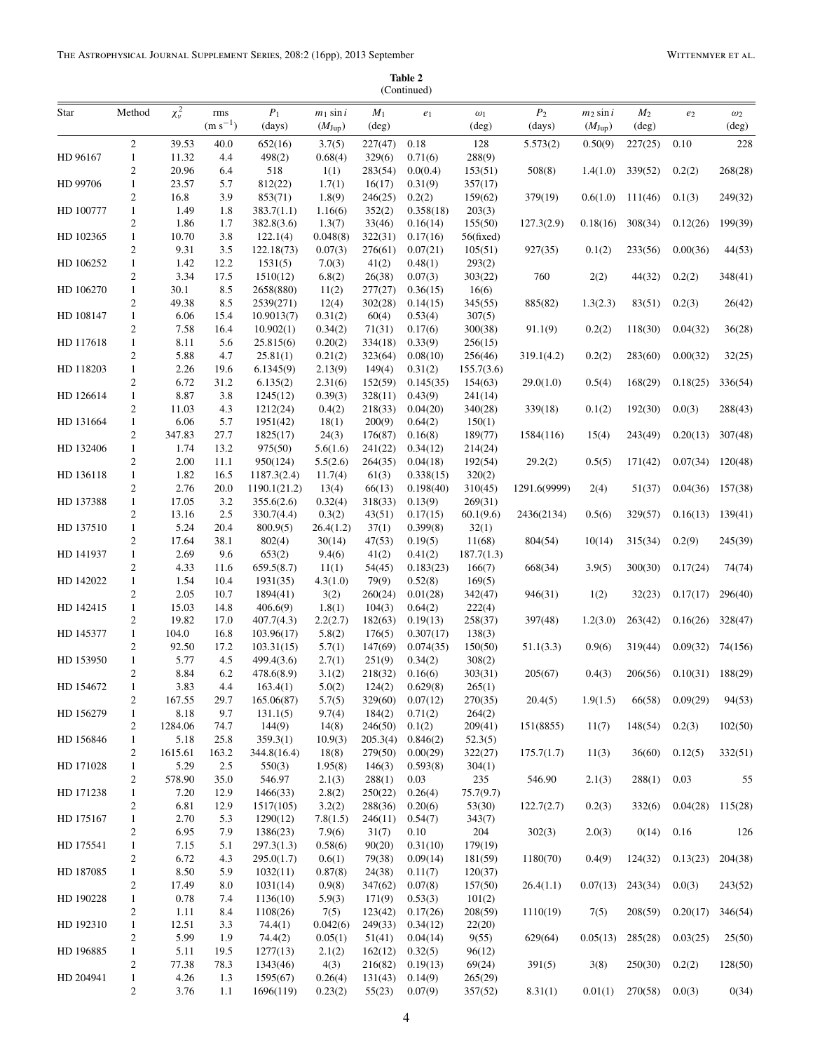**Table 2**
(Continued)

| Star | Method | $\chi_\nu^2$ | rms (m s$^{-1}$) | $P_1$ (days) | $m_1 \sin i$ ($M_{\rm Jup}$) | $M_1$ (deg) | $e_1$ | $\omega_1$ (deg) | $P_2$ (days) | $m_2 \sin i$ ($M_{\rm Jup}$) | $M_2$ (deg) | $e_2$ | $\omega_2$ (deg) |
|---|---|---|---|---|---|---|---|---|---|---|---|---|---|
| | 2 | 39.53 | 40.0 | 652(16) | 3.7(5) | 227(47) | 0.18 | 128 | 5.573(2) | 0.50(9) | 227(25) | 0.10 | 228 |
| HD 96167 | 1 | 11.32 | 4.4 | 498(2) | 0.68(4) | 329(6) | 0.71(6) | 288(9) | | | | | |
| | 2 | 20.96 | 6.4 | 518 | 1(1) | 283(54) | 0.0(0.4) | 153(51) | 508(8) | 1.4(1.0) | 339(52) | 0.2(2) | 268(28) |
| HD 99706 | 1 | 23.57 | 5.7 | 812(22) | 1.7(1) | 16(17) | 0.31(9) | 357(17) | | | | | |
| | 2 | 16.8 | 3.9 | 853(71) | 1.8(9) | 246(25) | 0.2(2) | 159(62) | 379(19) | 0.6(1.0) | 111(46) | 0.1(3) | 249(32) |
| HD 100777 | 1 | 1.49 | 1.8 | 383.7(1.1) | 1.16(6) | 352(2) | 0.358(18) | 203(3) | | | | | |
| | 2 | 1.86 | 1.7 | 382.8(3.6) | 1.3(7) | 33(46) | 0.16(14) | 155(50) | 127.3(2.9) | 0.18(16) | 308(34) | 0.12(26) | 199(39) |
| HD 102365 | 1 | 10.70 | 3.8 | 122.1(4) | 0.048(8) | 322(31) | 0.17(16) | 56(fixed) | | | | | |
| | 2 | 9.31 | 3.5 | 122.18(73) | 0.07(3) | 276(61) | 0.07(21) | 105(51) | 927(35) | 0.1(2) | 233(56) | 0.00(36) | 44(53) |
| HD 106252 | 1 | 1.42 | 12.2 | 1531(5) | 7.0(3) | 41(2) | 0.48(1) | 293(2) | | | | | |
| | 2 | 3.34 | 17.5 | 1510(12) | 6.8(2) | 26(38) | 0.07(3) | 303(22) | 760 | 2(2) | 44(32) | 0.2(2) | 348(41) |
| HD 106270 | 1 | 30.1 | 8.5 | 2658(880) | 11(2) | 277(27) | 0.36(15) | 16(6) | | | | | |
| | 2 | 49.38 | 8.5 | 2539(271) | 12(4) | 302(28) | 0.14(15) | 345(55) | 885(82) | 1.3(2.3) | 83(51) | 0.2(3) | 26(42) |
| HD 108147 | 1 | 6.06 | 15.4 | 10.9013(7) | 0.31(2) | 60(4) | 0.53(4) | 307(5) | | | | | |
| | 2 | 7.58 | 16.4 | 10.902(1) | 0.34(2) | 71(31) | 0.17(6) | 300(38) | 91.1(9) | 0.2(2) | 118(30) | 0.04(32) | 36(28) |
| HD 117618 | 1 | 8.11 | 5.6 | 25.815(6) | 0.20(2) | 334(18) | 0.33(9) | 256(15) | | | | | |
| | 2 | 5.88 | 4.7 | 25.81(1) | 0.21(2) | 323(64) | 0.08(10) | 256(46) | 319.1(4.2) | 0.2(2) | 283(60) | 0.00(32) | 32(25) |
| HD 118203 | 1 | 2.26 | 19.6 | 6.1345(9) | 2.13(9) | 149(4) | 0.31(2) | 155.7(3.6) | | | | | |
| | 2 | 6.72 | 31.2 | 6.135(2) | 2.31(6) | 152(59) | 0.145(35) | 154(63) | 29.0(1.0) | 0.5(4) | 168(29) | 0.18(25) | 336(54) |
| HD 126614 | 1 | 8.87 | 3.8 | 1245(12) | 0.39(3) | 328(11) | 0.43(9) | 241(14) | | | | | |
| | 2 | 11.03 | 4.3 | 1212(24) | 0.4(2) | 218(33) | 0.04(20) | 340(28) | 339(18) | 0.1(2) | 192(30) | 0.0(3) | 288(43) |
| HD 131664 | 1 | 6.06 | 5.7 | 1951(42) | 18(1) | 200(9) | 0.64(2) | 150(1) | | | | | |
| | 2 | 347.83 | 27.7 | 1825(17) | 24(3) | 176(87) | 0.16(8) | 189(77) | 1584(116) | 15(4) | 243(49) | 0.20(13) | 307(48) |
| HD 132406 | 1 | 1.74 | 13.2 | 975(50) | 5.6(1.6) | 241(22) | 0.34(12) | 214(24) | | | | | |
| | 2 | 2.00 | 11.1 | 950(124) | 5.5(2.6) | 264(35) | 0.04(18) | 192(54) | 29.2(2) | 0.5(5) | 171(42) | 0.07(34) | 120(48) |
| HD 136118 | 1 | 1.82 | 16.5 | 1187.3(2.4) | 11.7(4) | 61(3) | 0.338(15) | 320(2) | | | | | |
| | 2 | 2.76 | 20.0 | 1190.1(21.2) | 13(4) | 66(13) | 0.198(40) | 310(45) | 1291.6(9999) | 2(4) | 51(37) | 0.04(36) | 157(38) |
| HD 137388 | 1 | 17.05 | 3.2 | 355.6(2.6) | 0.32(4) | 318(33) | 0.13(9) | 269(31) | | | | | |
| | 2 | 13.16 | 2.5 | 330.7(4.4) | 0.3(2) | 43(51) | 0.17(15) | 60.1(9.6) | 2436(2134) | 0.5(6) | 329(57) | 0.16(13) | 139(41) |
| HD 137510 | 1 | 5.24 | 20.4 | 800.9(5) | 26.4(1.2) | 37(1) | 0.399(8) | 32(1) | | | | | |
| | 2 | 17.64 | 38.1 | 802(4) | 30(14) | 47(53) | 0.19(5) | 11(68) | 804(54) | 10(14) | 315(34) | 0.2(9) | 245(39) |
| HD 141937 | 1 | 2.69 | 9.6 | 653(2) | 9.4(6) | 41(2) | 0.41(2) | 187.7(1.3) | | | | | |
| | 2 | 4.33 | 11.6 | 659.5(8.7) | 11(1) | 54(45) | 0.183(23) | 166(7) | 668(34) | 3.9(5) | 300(30) | 0.17(24) | 74(74) |
| HD 142022 | 1 | 1.54 | 10.4 | 1931(35) | 4.3(1.0) | 79(9) | 0.52(8) | 169(5) | | | | | |
| | 2 | 2.05 | 10.7 | 1894(41) | 3(2) | 260(24) | 0.01(28) | 342(47) | 946(31) | 1(2) | 32(23) | 0.17(17) | 296(40) |
| HD 142415 | 1 | 15.03 | 14.8 | 406.6(9) | 1.8(1) | 104(3) | 0.64(2) | 222(4) | | | | | |
| | 2 | 19.82 | 17.0 | 407.7(4.3) | 2.2(2.7) | 182(63) | 0.19(13) | 258(37) | 397(48) | 1.2(3.0) | 263(42) | 0.16(26) | 328(47) |
| HD 145377 | 1 | 104.0 | 16.8 | 103.96(17) | 5.8(2) | 176(5) | 0.307(17) | 138(3) | | | | | |
| | 2 | 92.50 | 17.2 | 103.31(15) | 5.7(1) | 147(69) | 0.074(35) | 150(50) | 51.1(3.3) | 0.9(6) | 319(44) | 0.09(32) | 74(156) |
| HD 153950 | 1 | 5.77 | 4.5 | 499.4(3.6) | 2.7(1) | 251(9) | 0.34(2) | 308(2) | | | | | |
| | 2 | 8.84 | 6.2 | 478.6(8.9) | 3.1(2) | 218(32) | 0.16(6) | 303(31) | 205(67) | 0.4(3) | 206(56) | 0.10(31) | 188(29) |
| HD 154672 | 1 | 3.83 | 4.4 | 163.4(1) | 5.0(2) | 124(2) | 0.629(8) | 265(1) | | | | | |
| | 2 | 167.55 | 29.7 | 165.06(87) | 5.7(5) | 329(60) | 0.07(12) | 270(35) | 20.4(5) | 1.9(1.5) | 66(58) | 0.09(29) | 94(53) |
| HD 156279 | 1 | 8.18 | 9.7 | 131.1(5) | 9.7(4) | 184(2) | 0.71(2) | 264(2) | | | | | |
| | 2 | 1284.06 | 74.7 | 144(9) | 14(8) | 246(50) | 0.1(2) | 209(41) | 151(8855) | 11(7) | 148(54) | 0.2(3) | 102(50) |
| HD 156846 | 1 | 5.18 | 25.8 | 359.3(1) | 10.9(3) | 205.3(4) | 0.846(2) | 52.3(5) | | | | | |
| | 2 | 1615.61 | 163.2 | 344.8(16.4) | 18(8) | 279(50) | 0.00(29) | 322(27) | 175.7(1.7) | 11(3) | 36(60) | 0.12(5) | 332(51) |
| HD 171028 | 1 | 5.29 | 2.5 | 550(3) | 1.95(8) | 146(3) | 0.593(8) | 304(1) | | | | | |
| | 2 | 578.90 | 35.0 | 546.97 | 2.1(3) | 288(1) | 0.03 | 235 | 546.90 | 2.1(3) | 288(1) | 0.03 | 55 |
| HD 171238 | 1 | 7.20 | 12.9 | 1466(33) | 2.8(2) | 250(22) | 0.26(4) | 75.7(9.7) | | | | | |
| | 2 | 6.81 | 12.9 | 1517(105) | 3.2(2) | 288(36) | 0.20(6) | 53(30) | 122.7(2.7) | 0.2(3) | 332(6) | 0.04(28) | 115(28) |
| HD 175167 | 1 | 2.70 | 5.3 | 1290(12) | 7.8(1.5) | 246(11) | 0.54(7) | 343(7) | | | | | |
| | 2 | 6.95 | 7.9 | 1386(23) | 7.9(6) | 31(7) | 0.10 | 204 | 302(3) | 2.0(3) | 0(14) | 0.16 | 126 |
| HD 175541 | 1 | 7.15 | 5.1 | 297.3(1.3) | 0.58(6) | 90(20) | 0.31(10) | 179(19) | | | | | |
| | 2 | 6.72 | 4.3 | 295.0(1.7) | 0.6(1) | 79(38) | 0.09(14) | 181(59) | 1180(70) | 0.4(9) | 124(32) | 0.13(23) | 204(38) |
| HD 187085 | 1 | 8.50 | 5.9 | 1032(11) | 0.87(8) | 24(38) | 0.11(7) | 120(37) | | | | | |
| | 2 | 17.49 | 8.0 | 1031(14) | 0.9(8) | 347(62) | 0.07(8) | 157(50) | 26.4(1.1) | 0.07(13) | 243(34) | 0.0(3) | 243(52) |
| HD 190228 | 1 | 0.78 | 7.4 | 1136(10) | 5.9(3) | 171(9) | 0.53(3) | 101(2) | | | | | |
| | 2 | 1.11 | 8.4 | 1108(26) | 7(5) | 123(42) | 0.17(26) | 208(59) | 1110(19) | 7(5) | 208(59) | 0.20(17) | 346(54) |
| HD 192310 | 1 | 12.51 | 3.3 | 74.4(1) | 0.042(6) | 249(33) | 0.34(12) | 22(20) | | | | | |
| | 2 | 5.99 | 1.9 | 74.4(2) | 0.05(1) | 51(41) | 0.04(14) | 9(55) | 629(64) | 0.05(13) | 285(28) | 0.03(25) | 25(50) |
| HD 196885 | 1 | 5.11 | 19.5 | 1277(13) | 2.1(2) | 162(12) | 0.32(5) | 96(12) | | | | | |
| | 2 | 77.38 | 78.3 | 1343(46) | 4(3) | 216(82) | 0.19(13) | 69(24) | 391(5) | 3(8) | 250(30) | 0.2(2) | 128(50) |
| HD 204941 | 1 | 4.26 | 1.3 | 1595(67) | 0.26(4) | 131(43) | 0.14(9) | 265(29) | | | | | |
| | 2 | 3.76 | 1.1 | 1696(119) | 0.23(2) | 55(23) | 0.07(9) | 357(52) | 8.31(1) | 0.01(1) | 270(58) | 0.0(3) | 0(34) |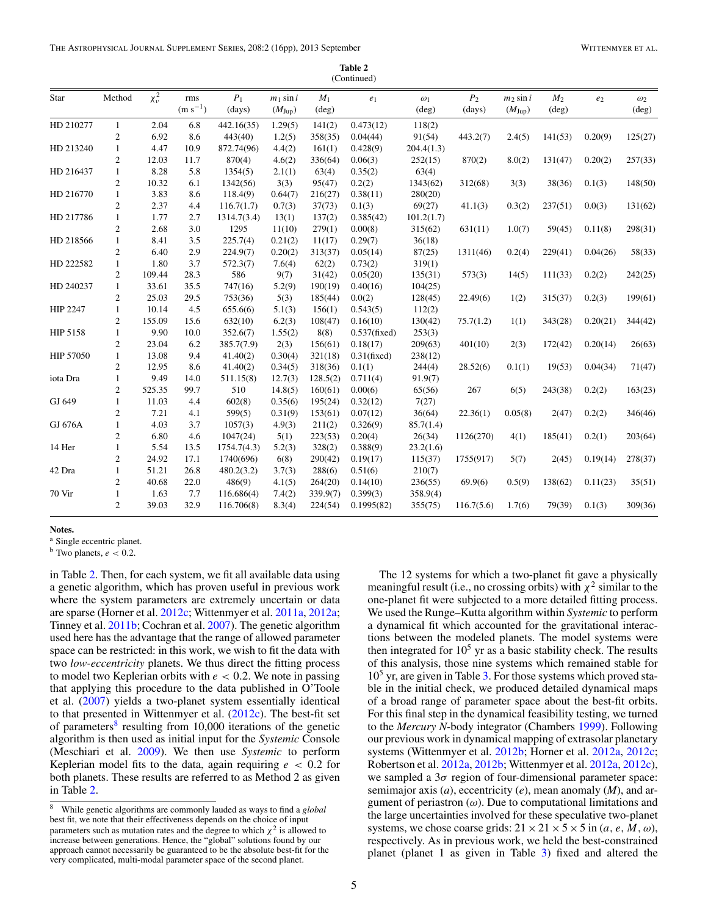**Table 2**
(Continued)

| Star | Method | $\chi^2_\nu$ | rms (m s$^{-1}$) | $P_1$ (days) | $m_1 \sin i$ ($M_{\rm Jup}$) | $M_1$ (deg) | $e_1$ | $\omega_1$ (deg) | $P_2$ (days) | $m_2 \sin i$ ($M_{\rm Jup}$) | $M_2$ (deg) | $e_2$ | $\omega_2$ (deg) |
|---|---|---|---|---|---|---|---|---|---|---|---|---|---|
| HD 210277 | 1 | 2.04 | 6.8 | 442.16(35) | 1.29(5) | 141(2) | 0.473(12) | 118(2) | | | | | |
| | 2 | 6.92 | 8.6 | 443(40) | 1.2(5) | 358(35) | 0.04(44) | 91(54) | 443.2(7) | 2.4(5) | 141(53) | 0.20(9) | 125(27) |
| HD 213240 | 1 | 4.47 | 10.9 | 872.74(96) | 4.4(2) | 161(1) | 0.428(9) | 204.4(1.3) | | | | | |
| | 2 | 12.03 | 11.7 | 870(4) | 4.6(2) | 336(64) | 0.06(3) | 252(15) | 870(2) | 8.0(2) | 131(47) | 0.20(2) | 257(33) |
| HD 216437 | 1 | 8.28 | 5.8 | 1354(5) | 2.1(1) | 63(4) | 0.35(2) | 63(4) | | | | | |
| | 2 | 10.32 | 6.1 | 1342(56) | 3(3) | 95(47) | 0.2(2) | 1343(62) | 312(68) | 3(3) | 38(36) | 0.1(3) | 148(50) |
| HD 216770 | 1 | 3.83 | 8.6 | 118.4(9) | 0.64(7) | 216(27) | 0.38(11) | 280(20) | | | | | |
| | 2 | 2.37 | 4.4 | 116.7(1.7) | 0.7(3) | 37(73) | 0.1(3) | 69(27) | 41.1(3) | 0.3(2) | 237(51) | 0.0(3) | 131(62) |
| HD 217786 | 1 | 1.77 | 2.7 | 1314.7(3.4) | 13(1) | 137(2) | 0.385(42) | 101.2(1.7) | | | | | |
| | 2 | 2.68 | 3.0 | 1295 | 11(10) | 279(1) | 0.00(8) | 315(62) | 631(11) | 1.0(7) | 59(45) | 0.11(8) | 298(31) |
| HD 218566 | 1 | 8.41 | 3.5 | 225.7(4) | 0.21(2) | 11(17) | 0.29(7) | 36(18) | | | | | |
| | 2 | 6.40 | 2.9 | 224.9(7) | 0.20(2) | 313(37) | 0.05(14) | 87(25) | 1311(46) | 0.2(4) | 229(41) | 0.04(26) | 58(33) |
| HD 222582 | 1 | 1.80 | 3.7 | 572.3(7) | 7.6(4) | 62(2) | 0.73(2) | 319(1) | | | | | |
| | 2 | 109.44 | 28.3 | 586 | 9(7) | 31(42) | 0.05(20) | 135(31) | 573(3) | 14(5) | 111(33) | 0.2(2) | 242(25) |
| HD 240237 | 1 | 33.61 | 35.5 | 747(16) | 5.2(9) | 190(19) | 0.40(16) | 104(25) | | | | | |
| | 2 | 25.03 | 29.5 | 753(36) | 5(3) | 185(44) | 0.0(2) | 128(45) | 22.49(6) | 1(2) | 315(37) | 0.2(3) | 199(61) |
| HIP 2247 | 1 | 10.14 | 4.5 | 655.6(6) | 5.1(3) | 156(1) | 0.543(5) | 112(2) | | | | | |
| | 2 | 155.09 | 15.6 | 632(10) | 6.2(3) | 108(47) | 0.16(10) | 130(42) | 75.7(1.2) | 1(1) | 343(28) | 0.20(21) | 344(42) |
| HIP 5158 | 1 | 9.90 | 10.0 | 352.6(7) | 1.55(2) | 8(8) | 0.537(fixed) | 253(3) | | | | | |
| | 2 | 23.04 | 6.2 | 385.7(7.9) | 2(3) | 156(61) | 0.18(17) | 209(63) | 401(10) | 2(3) | 172(42) | 0.20(14) | 26(63) |
| HIP 57050 | 1 | 13.08 | 9.4 | 41.40(2) | 0.30(4) | 321(18) | 0.31(fixed) | 238(12) | | | | | |
| | 2 | 12.95 | 8.6 | 41.40(2) | 0.34(5) | 318(36) | 0.1(1) | 244(4) | 28.52(6) | 0.1(1) | 19(53) | 0.04(34) | 71(47) |
| iota Dra | 1 | 9.49 | 14.0 | 511.15(8) | 12.7(3) | 128.5(2) | 0.711(4) | 91.9(7) | | | | | |
| | 2 | 525.35 | 99.7 | 510 | 14.8(5) | 160(61) | 0.00(6) | 65(56) | 267 | 6(5) | 243(38) | 0.2(2) | 163(23) |
| GJ 649 | 1 | 11.03 | 4.4 | 602(8) | 0.35(6) | 195(24) | 0.32(12) | 7(27) | | | | | |
| | 2 | 7.21 | 4.1 | 599(5) | 0.31(9) | 153(61) | 0.07(12) | 36(64) | 22.36(1) | 0.05(8) | 2(47) | 0.2(2) | 346(46) |
| GJ 676A | 1 | 4.03 | 3.7 | 1057(3) | 4.9(3) | 211(2) | 0.326(9) | 85.7(1.4) | | | | | |
| | 2 | 6.80 | 4.6 | 1047(24) | 5(1) | 223(53) | 0.20(4) | 26(34) | 1126(270) | 4(1) | 185(41) | 0.2(1) | 203(64) |
| 14 Her | 1 | 5.54 | 13.5 | 1754.7(4.3) | 5.2(3) | 328(2) | 0.388(9) | 23.2(1.6) | | | | | |
| | 2 | 24.92 | 17.1 | 1740(696) | 6(8) | 290(42) | 0.19(17) | 115(37) | 1755(917) | 5(7) | 2(45) | 0.19(14) | 278(37) |
| 42 Dra | 1 | 51.21 | 26.8 | 480.2(3.2) | 3.7(3) | 288(6) | 0.51(6) | 210(7) | | | | | |
| | 2 | 40.68 | 22.0 | 486(9) | 4.1(5) | 264(20) | 0.14(10) | 236(55) | 69.9(6) | 0.5(9) | 138(62) | 0.11(23) | 35(51) |
| 70 Vir | 1 | 1.63 | 7.7 | 116.686(4) | 7.4(2) | 339.9(7) | 0.399(3) | 358.9(4) | | | | | |
| | 2 | 39.03 | 32.9 | 116.706(8) | 8.3(4) | 224(54) | 0.1995(82) | 355(75) | 116.7(5.6) | 1.7(6) | 79(39) | 0.1(3) | 309(36) |

**Notes.**
[a] Single eccentric planet.
[b] Two planets, $e < 0.2$.

in Table 2. Then, for each system, we fit all available data using a genetic algorithm, which has proven useful in previous work where the system parameters are extremely uncertain or data are sparse (Horner et al. 2012c; Wittenmyer et al. 2011a, 2012a; Tinney et al. 2011b; Cochran et al. 2007). The genetic algorithm used here has the advantage that the range of allowed parameter space can be restricted: in this work, we wish to fit the data with two *low-eccentricity* planets. We thus direct the fitting process to model two Keplerian orbits with $e < 0.2$. We note in passing that applying this procedure to the data published in O'Toole et al. (2007) yields a two-planet system essentially identical to that presented in Wittenmyer et al. (2012c). The best-fit set of parameters[8] resulting from 10,000 iterations of the genetic algorithm is then used as initial input for the *Systemic* Console (Meschiari et al. 2009). We then use *Systemic* to perform Keplerian model fits to the data, again requiring $e < 0.2$ for both planets. These results are referred to as Method 2 as given in Table 2.

[8] While genetic algorithms are commonly lauded as ways to find a *global* best fit, we note that their effectiveness depends on the choice of input parameters such as mutation rates and the degree to which $\chi^2$ is allowed to increase between generations. Hence, the "global" solutions found by our approach cannot necessarily be guaranteed to be the absolute best-fit for the very complicated, multi-modal parameter space of the second planet.

The 12 systems for which a two-planet fit gave a physically meaningful result (i.e., no crossing orbits) with $\chi^2$ similar to the one-planet fit were subjected to a more detailed fitting process. We used the Runge–Kutta algorithm within *Systemic* to perform a dynamical fit which accounted for the gravitational interactions between the modeled planets. The model systems were then integrated for $10^5$ yr as a basic stability check. The results of this analysis, those nine systems which remained stable for $10^5$ yr, are given in Table 3. For those systems which proved stable in the initial check, we produced detailed dynamical maps of a broad range of parameter space about the best-fit orbits. For this final step in the dynamical feasibility testing, we turned to the *Mercury* *N*-body integrator (Chambers 1999). Following our previous work in dynamical mapping of extrasolar planetary systems (Wittenmyer et al. 2012b; Horner et al. 2012a, 2012c; Robertson et al. 2012a, 2012b; Wittenmyer et al. 2012a, 2012c), we sampled a $3\sigma$ region of four-dimensional parameter space: semimajor axis ($a$), eccentricity ($e$), mean anomaly ($M$), and argument of periastron ($\omega$). Due to computational limitations and the large uncertainties involved for these speculative two-planet systems, we chose coarse grids: $21 \times 21 \times 5 \times 5$ in ($a$, $e$, $M$, $\omega$), respectively. As in previous work, we held the best-constrained planet (planet 1 as given in Table 3) fixed and altered the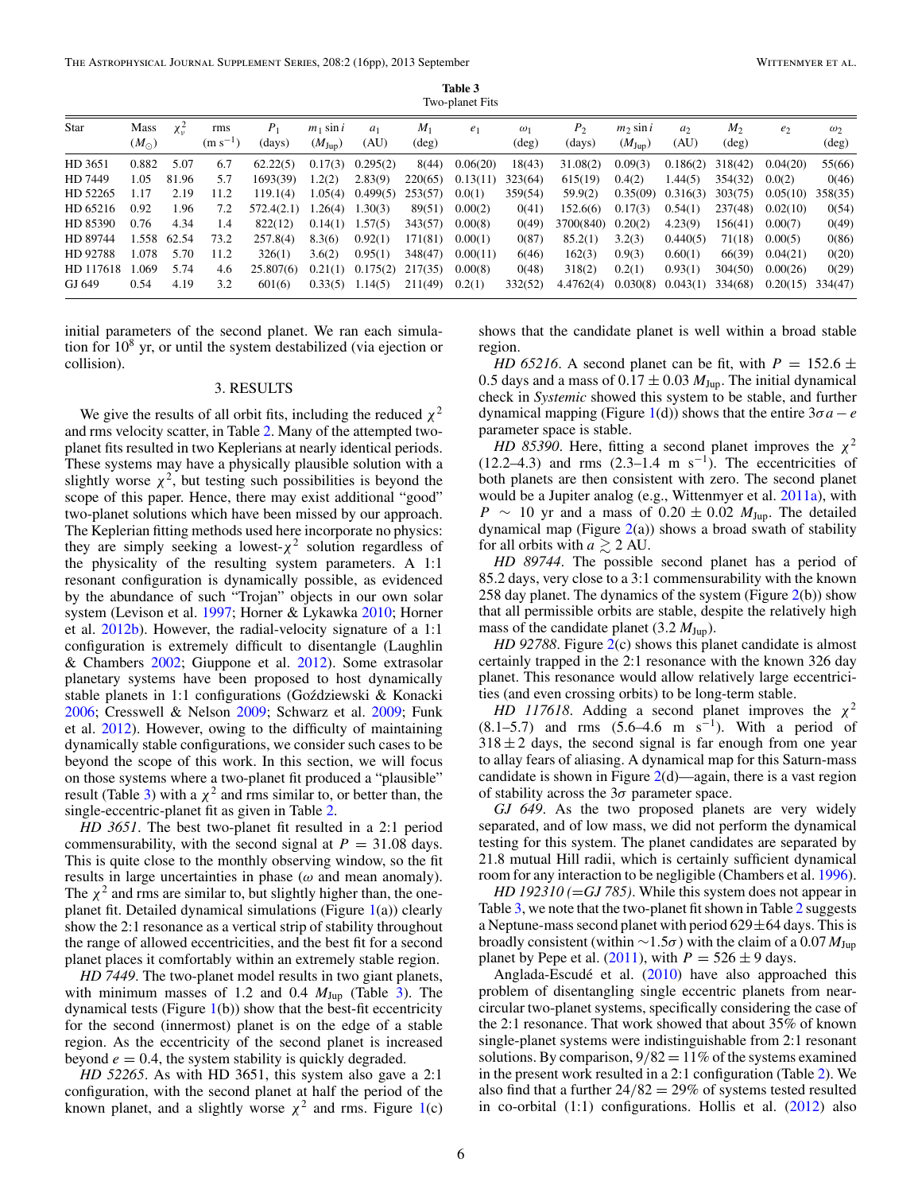**Table 3**
Two-planet Fits

| Star | Mass ($M_{\odot}$) | $\chi^2_\nu$ | rms (m s$^{-1}$) | $P_1$ (days) | $m_1 \sin i$ ($M_{\rm Jup}$) | $a_1$ (AU) | $M_1$ (deg) | $e_1$ | $\omega_1$ (deg) | $P_2$ (days) | $m_2 \sin i$ ($M_{\rm Jup}$) | $a_2$ (AU) | $M_2$ (deg) | $e_2$ | $\omega_2$ (deg) |
|---|---|---|---|---|---|---|---|---|---|---|---|---|---|---|---|
| HD 3651 | 0.882 | 5.07 | 6.7 | 62.22(5) | 0.17(3) | 0.295(2) | 8(44) | 0.06(20) | 18(43) | 31.08(2) | 0.09(3) | 0.186(2) | 318(42) | 0.04(20) | 55(66) |
| HD 7449 | 1.05 | 81.96 | 5.7 | 1693(39) | 1.2(2) | 2.83(9) | 220(65) | 0.13(11) | 323(64) | 615(19) | 0.4(2) | 1.44(5) | 354(32) | 0.0(2) | 0(46) |
| HD 52265 | 1.17 | 2.19 | 11.2 | 119.1(4) | 1.05(4) | 0.499(5) | 253(57) | 0.0(1) | 359(54) | 59.9(2) | 0.35(09) | 0.316(3) | 303(75) | 0.05(10) | 358(35) |
| HD 65216 | 0.92 | 1.96 | 7.2 | 572.4(2.1) | 1.26(4) | 1.30(3) | 89(51) | 0.00(2) | 0(41) | 152.6(6) | 0.17(3) | 0.54(1) | 237(48) | 0.02(10) | 0(54) |
| HD 85390 | 0.76 | 4.34 | 1.4 | 822(12) | 0.14(1) | 1.57(5) | 343(57) | 0.00(8) | 0(49) | 3700(840) | 0.20(2) | 4.23(9) | 156(41) | 0.00(7) | 0(49) |
| HD 89744 | 1.558 | 62.54 | 73.2 | 257.8(4) | 8.3(6) | 0.92(1) | 171(81) | 0.00(1) | 0(87) | 85.2(1) | 3.2(3) | 0.440(5) | 71(18) | 0.00(5) | 0(86) |
| HD 92788 | 1.078 | 5.70 | 11.2 | 326(1) | 3.6(2) | 0.95(1) | 348(47) | 0.00(11) | 6(46) | 162(3) | 0.9(3) | 0.60(1) | 66(39) | 0.04(21) | 0(20) |
| HD 117618 | 1.069 | 5.74 | 4.6 | 25.807(6) | 0.21(1) | 0.175(2) | 217(35) | 0.00(8) | 0(48) | 318(2) | 0.2(1) | 0.93(1) | 304(50) | 0.00(26) | 0(29) |
| GJ 649 | 0.54 | 4.19 | 3.2 | 601(6) | 0.33(5) | 1.14(5) | 211(49) | 0.2(1) | 332(52) | 4.4762(4) | 0.030(8) | 0.043(1) | 334(68) | 0.20(15) | 334(47) |

initial parameters of the second planet. We ran each simulation for $10^8$ yr, or until the system destabilized (via ejection or collision).

## 3. RESULTS

We give the results of all orbit fits, including the reduced $\chi^2$ and rms velocity scatter, in Table 2. Many of the attempted two-planet fits resulted in two Keplerians at nearly identical periods. These systems may have a physically plausible solution with a slightly worse $\chi^2$, but testing such possibilities is beyond the scope of this paper. Hence, there may exist additional "good" two-planet solutions which have been missed by our approach. The Keplerian fitting methods used here incorporate no physics: they are simply seeking a lowest-$\chi^2$ solution regardless of the physicality of the resulting system parameters. A 1:1 resonant configuration is dynamically possible, as evidenced by the abundance of such "Trojan" objects in our own solar system (Levison et al. 1997; Horner & Lykawka 2010; Horner et al. 2012b). However, the radial-velocity signature of a 1:1 configuration is extremely difficult to disentangle (Laughlin & Chambers 2002; Giuppone et al. 2012). Some extrasolar planetary systems have been proposed to host dynamically stable planets in 1:1 configurations (Goździewski & Konacki 2006; Cresswell & Nelson 2009; Schwarz et al. 2009; Funk et al. 2012). However, owing to the difficulty of maintaining dynamically stable configurations, we consider such cases to be beyond the scope of this work. In this section, we will focus on those systems where a two-planet fit produced a "plausible" result (Table 3) with a $\chi^2$ and rms similar to, or better than, the single-eccentric-planet fit as given in Table 2.

*HD 3651*. The best two-planet fit resulted in a 2:1 period commensurability, with the second signal at $P = 31.08$ days. This is quite close to the monthly observing window, so the fit results in large uncertainties in phase ($\omega$ and mean anomaly). The $\chi^2$ and rms are similar to, but slightly higher than, the one-planet fit. Detailed dynamical simulations (Figure 1(a)) clearly show the 2:1 resonance as a vertical strip of stability throughout the range of allowed eccentricities, and the best fit for a second planet places it comfortably within an extremely stable region.

*HD 7449*. The two-planet model results in two giant planets, with minimum masses of 1.2 and 0.4 $M_{\rm Jup}$ (Table 3). The dynamical tests (Figure 1(b)) show that the best-fit eccentricity for the second (innermost) planet is on the edge of a stable region. As the eccentricity of the second planet is increased beyond $e = 0.4$, the system stability is quickly degraded.

*HD 52265*. As with HD 3651, this system also gave a 2:1 configuration, with the second planet at half the period of the known planet, and a slightly worse $\chi^2$ and rms. Figure 1(c) shows that the candidate planet is well within a broad stable region.

*HD 65216*. A second planet can be fit, with $P = 152.6 \pm 0.5$ days and a mass of $0.17 \pm 0.03$ $M_{\rm Jup}$. The initial dynamical check in *Systemic* showed this system to be stable, and further dynamical mapping (Figure 1(d)) shows that the entire $3\sigma\, a - e$ parameter space is stable.

*HD 85390*. Here, fitting a second planet improves the $\chi^2$ (12.2–4.3) and rms (2.3–1.4 m s$^{-1}$). The eccentricities of both planets are then consistent with zero. The second planet would be a Jupiter analog (e.g., Wittenmyer et al. 2011a), with $P \sim 10$ yr and a mass of $0.20 \pm 0.02$ $M_{\rm Jup}$. The detailed dynamical map (Figure 2(a)) shows a broad swath of stability for all orbits with $a \gtrsim 2$ AU.

*HD 89744*. The possible second planet has a period of 85.2 days, very close to a 3:1 commensurability with the known 258 day planet. The dynamics of the system (Figure 2(b)) show that all permissible orbits are stable, despite the relatively high mass of the candidate planet (3.2 $M_{\rm Jup}$).

*HD 92788*. Figure 2(c) shows this planet candidate is almost certainly trapped in the 2:1 resonance with the known 326 day planet. This resonance would allow relatively large eccentricities (and even crossing orbits) to be long-term stable.

*HD 117618*. Adding a second planet improves the $\chi^2$ (8.1–5.7) and rms (5.6–4.6 m s$^{-1}$). With a period of $318 \pm 2$ days, the second signal is far enough from one year to allay fears of aliasing. A dynamical map for this Saturn-mass candidate is shown in Figure 2(d)—again, there is a vast region of stability across the $3\sigma$ parameter space.

*GJ 649*. As the two proposed planets are very widely separated, and of low mass, we did not perform the dynamical testing for this system. The planet candidates are separated by 21.8 mutual Hill radii, which is certainly sufficient dynamical room for any interaction to be negligible (Chambers et al. 1996).

*HD 192310 (=GJ 785)*. While this system does not appear in Table 3, we note that the two-planet fit shown in Table 2 suggests a Neptune-mass second planet with period $629 \pm 64$ days. This is broadly consistent (within $\sim 1.5\sigma$) with the claim of a 0.07 $M_{\rm Jup}$ planet by Pepe et al. (2011), with $P = 526 \pm 9$ days.

Anglada-Escudé et al. (2010) have also approached this problem of disentangling single eccentric planets from near-circular two-planet systems, specifically considering the case of the 2:1 resonance. That work showed that about 35% of known single-planet systems were indistinguishable from 2:1 resonant solutions. By comparison, $9/82 = 11\%$ of the systems examined in the present work resulted in a 2:1 configuration (Table 2). We also find that a further $24/82 = 29\%$ of systems tested resulted in co-orbital (1:1) configurations. Hollis et al. (2012) also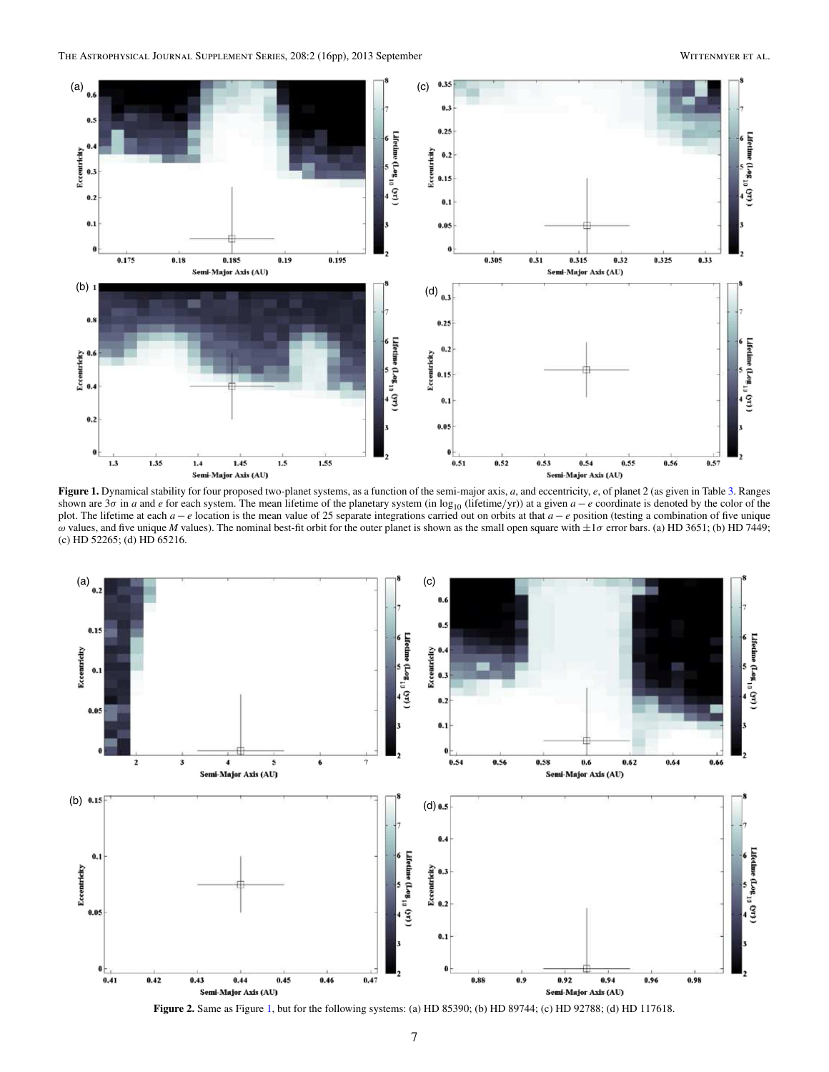(a)

Eccentricity

Semi-Major Axis (AU)

Lifetime (Log$_{10}$ (yr))

(b)

Eccentricity

Semi-Major Axis (AU)

Lifetime (Log$_{10}$ (yr))

(c)

Eccentricity

Semi-Major Axis (AU)

Lifetime (Log$_{10}$ (yr))

(d)

Eccentricity

Semi-Major Axis (AU)

Lifetime (Log$_{10}$ (yr))

**Figure 1.** Dynamical stability for four proposed two-planet systems, as a function of the semi-major axis, $a$, and eccentricity, $e$, of planet 2 (as given in Table 3. Ranges shown are $3\sigma$ in $a$ and $e$ for each system. The mean lifetime of the planetary system (in $\log_{10}$ (lifetime/yr)) at a given $a - e$ coordinate is denoted by the color of the plot. The lifetime at each $a - e$ location is the mean value of 25 separate integrations carried out on orbits at that $a - e$ position (testing a combination of five unique $\omega$ values, and five unique $M$ values). The nominal best-fit orbit for the outer planet is shown as the small open square with $\pm 1\sigma$ error bars. (a) HD 3651; (b) HD 7449; (c) HD 52265; (d) HD 65216.

(a)

Eccentricity

Semi-Major Axis (AU)

Lifetime (Log$_{10}$ (yr))

(b)

Eccentricity

Semi-Major Axis (AU)

Lifetime (Log$_{10}$ (yr))

(c)

Eccentricity

Semi-Major Axis (AU)

Lifetime (Log$_{10}$ (yr))

(d)

Eccentricity

Semi-Major Axis (AU)

Lifetime (Log$_{10}$ (yr))

**Figure 2.** Same as Figure 1, but for the following systems: (a) HD 85390; (b) HD 89744; (c) HD 92788; (d) HD 117618.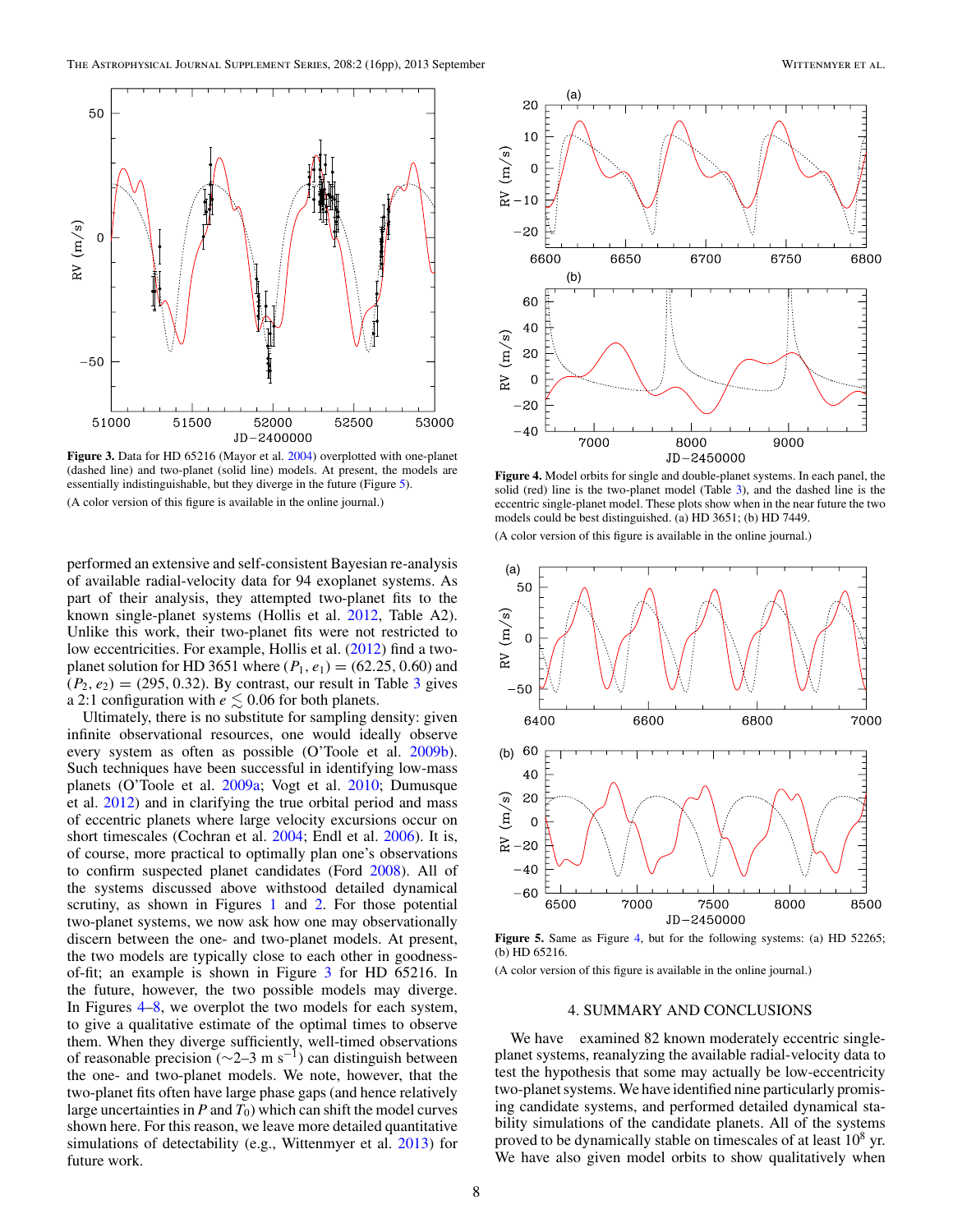50

0

−50

RV (m/s)

51000 51500 52000 52500 53000

JD−2400000

**Figure 3.** Data for HD 65216 (Mayor et al. 2004) overplotted with one-planet (dashed line) and two-planet (solid line) models. At present, the models are essentially indistinguishable, but they diverge in the future (Figure 5).

(A color version of this figure is available in the online journal.)

performed an extensive and self-consistent Bayesian re-analysis of available radial-velocity data for 94 exoplanet systems. As part of their analysis, they attempted two-planet fits to the known single-planet systems (Hollis et al. 2012, Table A2). Unlike this work, their two-planet fits were not restricted to low eccentricities. For example, Hollis et al. (2012) find a two-planet solution for HD 3651 where $(P_1, e_1) = (62.25, 0.60)$ and $(P_2, e_2) = (295, 0.32)$. By contrast, our result in Table 3 gives a 2:1 configuration with $e \lesssim 0.06$ for both planets.

Ultimately, there is no substitute for sampling density: given infinite observational resources, one would ideally observe every system as often as possible (O'Toole et al. 2009b). Such techniques have been successful in identifying low-mass planets (O'Toole et al. 2009a; Vogt et al. 2010; Dumusque et al. 2012) and in clarifying the true orbital period and mass of eccentric planets where large velocity excursions occur on short timescales (Cochran et al. 2004; Endl et al. 2006). It is, of course, more practical to optimally plan one's observations to confirm suspected planet candidates (Ford 2008). All of the systems discussed above withstood detailed dynamical scrutiny, as shown in Figures 1 and 2. For those potential two-planet systems, we now ask how one may observationally discern between the one- and two-planet models. At present, the two models are typically close to each other in goodness-of-fit; an example is shown in Figure 3 for HD 65216. In the future, however, the two possible models may diverge. In Figures 4–8, we overplot the two models for each system, to give a qualitative estimate of the optimal times to observe them. When they diverge sufficiently, well-timed observations of reasonable precision ($\sim$2–3 m s$^{-1}$) can distinguish between the one- and two-planet models. We note, however, that the two-planet fits often have large phase gaps (and hence relatively large uncertainties in $P$ and $T_0$) which can shift the model curves shown here. For this reason, we leave more detailed quantitative simulations of detectability (e.g., Wittenmyer et al. 2013) for future work.

(a)

20

10

0

−10

−20

RV (m/s)

6600 6650 6700 6750 6800

(b)

60

40

20

0

−20

−40

RV (m/s)

7000 8000 9000

JD−2450000

**Figure 4.** Model orbits for single and double-planet systems. In each panel, the solid (red) line is the two-planet model (Table 3), and the dashed line is the eccentric single-planet model. These plots show when in the near future the two models could be best distinguished. (a) HD 3651; (b) HD 7449.

(A color version of this figure is available in the online journal.)

(a)

50

0

−50

RV (m/s)

6400 6600 6800 7000

(b)

60

40

20

0

−20

−40

−60

RV (m/s)

6500 7000 7500 8000 8500

JD−2450000

**Figure 5.** Same as Figure 4, but for the following systems: (a) HD 52265; (b) HD 65216.

(A color version of this figure is available in the online journal.)

## 4. SUMMARY AND CONCLUSIONS

We have examined 82 known moderately eccentric single-planet systems, reanalyzing the available radial-velocity data to test the hypothesis that some may actually be low-eccentricity two-planet systems. We have identified nine particularly promising candidate systems, and performed detailed dynamical stability simulations of the candidate planets. All of the systems proved to be dynamically stable on timescales of at least $10^8$ yr. We have also given model orbits to show qualitatively when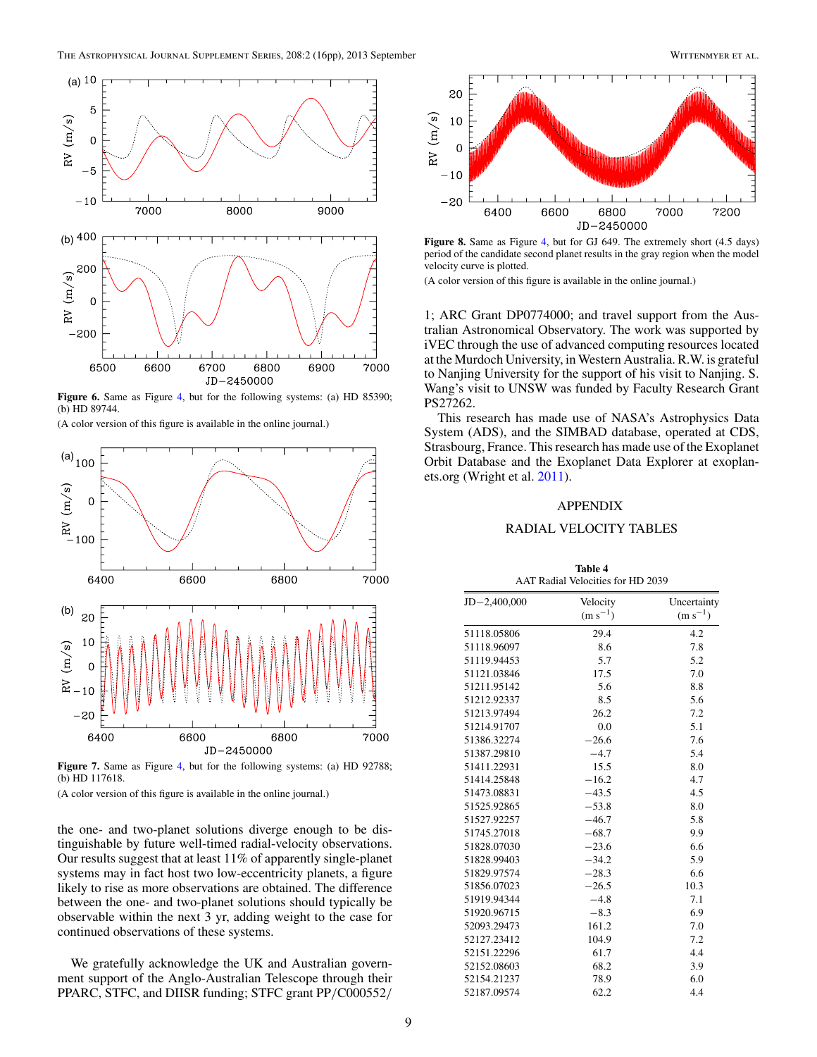(a) 10

5

0

−5

−10

RV (m/s)

7000 8000 9000

(b) 400

200

0

−200

RV (m/s)

6500 6600 6700 6800 6900 7000

JD−2450000

**Figure 6.** Same as Figure 4, but for the following systems: (a) HD 85390; (b) HD 89744.

(A color version of this figure is available in the online journal.)

(a) 100

0

−100

RV (m/s)

6400 6600 6800 7000

(b) 20

10

0

−10

−20

RV (m/s)

6400 6600 6800 7000

JD−2450000

**Figure 7.** Same as Figure 4, but for the following systems: (a) HD 92788; (b) HD 117618.

(A color version of this figure is available in the online journal.)

the one- and two-planet solutions diverge enough to be distinguishable by future well-timed radial-velocity observations. Our results suggest that at least 11% of apparently single-planet systems may in fact host two low-eccentricity planets, a figure likely to rise as more observations are obtained. The difference between the one- and two-planet solutions should typically be observable within the next 3 yr, adding weight to the case for continued observations of these systems.

We gratefully acknowledge the UK and Australian government support of the Anglo-Australian Telescope through their PPARC, STFC, and DIISR funding; STFC grant PP/C000552/1; ARC Grant DP0774000; and travel support from the Australian Astronomical Observatory. The work was supported by iVEC through the use of advanced computing resources located at the Murdoch University, in Western Australia. R.W. is grateful to Nanjing University for the support of his visit to Nanjing. S. Wang's visit to UNSW was funded by Faculty Research Grant PS27262.

This research has made use of NASA's Astrophysics Data System (ADS), and the SIMBAD database, operated at CDS, Strasbourg, France. This research has made use of the Exoplanet Orbit Database and the Exoplanet Data Explorer at exoplanets.org (Wright et al. 2011).

20

10

0

−10

−20

RV (m/s)

6400 6600 6800 7000 7200

JD−2450000

**Figure 8.** Same as Figure 4, but for GJ 649. The extremely short (4.5 days) period of the candidate second planet results in the gray region when the model velocity curve is plotted.

(A color version of this figure is available in the online journal.)

## APPENDIX

## RADIAL VELOCITY TABLES

**Table 4**
AAT Radial Velocities for HD 2039

| JD−2,400,000 | Velocity (m $s^{-1}$) | Uncertainty (m $s^{-1}$) |
|---|---|---|
| 51118.05806 | 29.4 | 4.2 |
| 51118.96097 | 8.6 | 7.8 |
| 51119.94453 | 5.7 | 5.2 |
| 51121.03846 | 17.5 | 7.0 |
| 51211.95142 | 5.6 | 8.8 |
| 51212.92337 | 8.5 | 5.6 |
| 51213.97494 | 26.2 | 7.2 |
| 51214.91707 | 0.0 | 5.1 |
| 51386.32274 | −26.6 | 7.6 |
| 51387.29810 | −4.7 | 5.4 |
| 51411.22931 | 15.5 | 8.0 |
| 51414.25848 | −16.2 | 4.7 |
| 51473.08831 | −43.5 | 4.5 |
| 51525.92865 | −53.8 | 8.0 |
| 51527.92257 | −46.7 | 5.8 |
| 51745.27018 | −68.7 | 9.9 |
| 51828.07030 | −23.6 | 6.6 |
| 51828.99403 | −34.2 | 5.9 |
| 51829.97574 | −28.3 | 6.6 |
| 51856.07023 | −26.5 | 10.3 |
| 51919.94344 | −4.8 | 7.1 |
| 51920.96715 | −8.3 | 6.9 |
| 52093.29473 | 161.2 | 7.0 |
| 52127.23412 | 104.9 | 7.2 |
| 52151.22296 | 61.7 | 4.4 |
| 52152.08603 | 68.2 | 3.9 |
| 52154.21237 | 78.9 | 6.0 |
| 52187.09574 | 62.2 | 4.4 |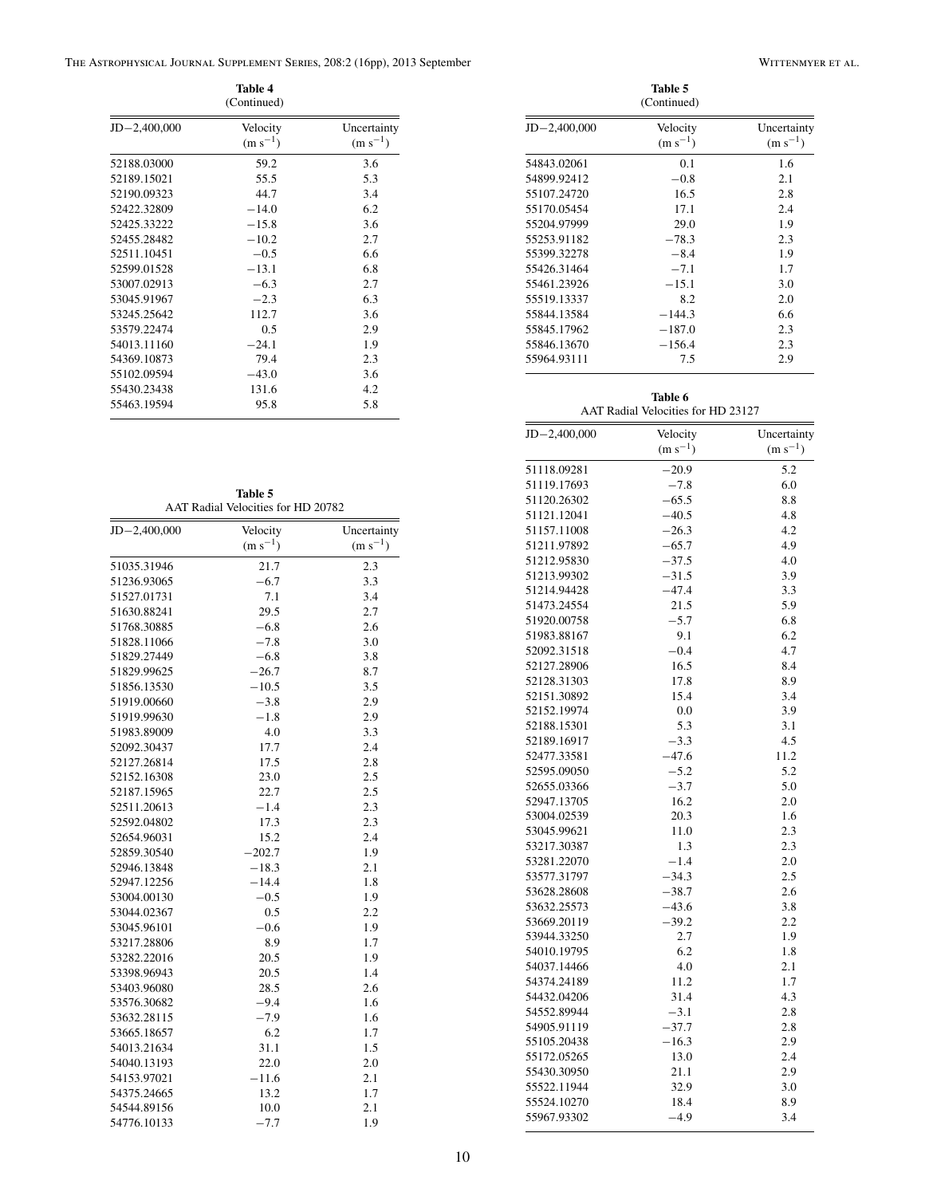**Table 4**
(Continued)

| JD−2,400,000 | Velocity (m s$^{-1}$) | Uncertainty (m s$^{-1}$) |
|---|---|---|
| 52188.03000 | 59.2 | 3.6 |
| 52189.15021 | 55.5 | 5.3 |
| 52190.09323 | 44.7 | 3.4 |
| 52422.32809 | −14.0 | 6.2 |
| 52425.33222 | −15.8 | 3.6 |
| 52455.28482 | −10.2 | 2.7 |
| 52511.10451 | −0.5 | 6.6 |
| 52599.01528 | −13.1 | 6.8 |
| 53007.02913 | −6.3 | 2.7 |
| 53045.91967 | −2.3 | 6.3 |
| 53245.25642 | 112.7 | 3.6 |
| 53579.22474 | 0.5 | 2.9 |
| 54013.11160 | −24.1 | 1.9 |
| 54369.10873 | 79.4 | 2.3 |
| 55102.09594 | −43.0 | 3.6 |
| 55430.23438 | 131.6 | 4.2 |
| 55463.19594 | 95.8 | 5.8 |

**Table 5**
AAT Radial Velocities for HD 20782

| JD−2,400,000 | Velocity (m s$^{-1}$) | Uncertainty (m s$^{-1}$) |
|---|---|---|
| 51035.31946 | 21.7 | 2.3 |
| 51236.93065 | −6.7 | 3.3 |
| 51527.01731 | 7.1 | 3.4 |
| 51630.88241 | 29.5 | 2.7 |
| 51768.30885 | −6.8 | 2.6 |
| 51828.11066 | −7.8 | 3.0 |
| 51829.27449 | −6.8 | 3.8 |
| 51829.99625 | −26.7 | 8.7 |
| 51856.13530 | −10.5 | 3.5 |
| 51919.00660 | −3.8 | 2.9 |
| 51919.99630 | −1.8 | 2.9 |
| 51983.89009 | 4.0 | 3.3 |
| 52092.30437 | 17.7 | 2.4 |
| 52127.26814 | 17.5 | 2.8 |
| 52152.16308 | 23.0 | 2.5 |
| 52187.15965 | 22.7 | 2.5 |
| 52511.20613 | −1.4 | 2.3 |
| 52592.04802 | 17.3 | 2.3 |
| 52654.96031 | 15.2 | 2.4 |
| 52859.30540 | −202.7 | 1.9 |
| 52946.13848 | −18.3 | 2.1 |
| 52947.12256 | −14.4 | 1.8 |
| 53004.00130 | −0.5 | 1.9 |
| 53044.02367 | 0.5 | 2.2 |
| 53045.96101 | −0.6 | 1.9 |
| 53217.28806 | 8.9 | 1.7 |
| 53282.22016 | 20.5 | 1.9 |
| 53398.96943 | 20.5 | 1.4 |
| 53403.96080 | 28.5 | 2.6 |
| 53576.30682 | −9.4 | 1.6 |
| 53632.28115 | −7.9 | 1.6 |
| 53665.18657 | 6.2 | 1.7 |
| 54013.21634 | 31.1 | 1.5 |
| 54040.13193 | 22.0 | 2.0 |
| 54153.97021 | −11.6 | 2.1 |
| 54375.24665 | 13.2 | 1.7 |
| 54544.89156 | 10.0 | 2.1 |
| 54776.10133 | −7.7 | 1.9 |
| 54843.02061 | 0.1 | 1.6 |
| 54899.92412 | −0.8 | 2.1 |
| 55107.24720 | 16.5 | 2.8 |
| 55170.05454 | 17.1 | 2.4 |
| 55204.97999 | 29.0 | 1.9 |
| 55253.91182 | −78.3 | 2.3 |
| 55399.32278 | −8.4 | 1.9 |
| 55426.31464 | −7.1 | 1.7 |
| 55461.23926 | −15.1 | 3.0 |
| 55519.13337 | 8.2 | 2.0 |
| 55844.13584 | −144.3 | 6.6 |
| 55845.17962 | −187.0 | 2.3 |
| 55846.13670 | −156.4 | 2.3 |
| 55964.93111 | 7.5 | 2.9 |

**Table 6**
AAT Radial Velocities for HD 23127

| JD−2,400,000 | Velocity (m s$^{-1}$) | Uncertainty (m s$^{-1}$) |
|---|---|---|
| 51118.09281 | −20.9 | 5.2 |
| 51119.17693 | −7.8 | 6.0 |
| 51120.26302 | −65.5 | 8.8 |
| 51121.12041 | −40.5 | 4.8 |
| 51157.11008 | −26.3 | 4.2 |
| 51211.97892 | −65.7 | 4.9 |
| 51212.95830 | −37.5 | 4.0 |
| 51213.99302 | −31.5 | 3.9 |
| 51214.94428 | −47.4 | 3.3 |
| 51473.24554 | 21.5 | 5.9 |
| 51920.00758 | −5.7 | 6.8 |
| 51983.88167 | 9.1 | 6.2 |
| 52092.31518 | −0.4 | 4.7 |
| 52127.28906 | 16.5 | 8.4 |
| 52128.31303 | 17.8 | 8.9 |
| 52151.30892 | 15.4 | 3.4 |
| 52152.19974 | 0.0 | 3.9 |
| 52188.15301 | 5.3 | 3.1 |
| 52189.16917 | −3.3 | 4.5 |
| 52477.33581 | −47.6 | 11.2 |
| 52595.09050 | −5.2 | 5.2 |
| 52655.03366 | −3.7 | 5.0 |
| 52947.13705 | 16.2 | 2.0 |
| 53004.02539 | 20.3 | 1.6 |
| 53045.99621 | 11.0 | 2.3 |
| 53217.30387 | 1.3 | 2.3 |
| 53281.22070 | −1.4 | 2.0 |
| 53577.31797 | −34.3 | 2.5 |
| 53628.28608 | −38.7 | 2.6 |
| 53632.25573 | −43.6 | 3.8 |
| 53669.20119 | −39.2 | 2.2 |
| 53944.33250 | 2.7 | 1.9 |
| 54010.19795 | 6.2 | 1.8 |
| 54037.14466 | 4.0 | 2.1 |
| 54374.24189 | 11.2 | 1.7 |
| 54432.04206 | 31.4 | 4.3 |
| 54552.89944 | −3.1 | 2.8 |
| 54905.91119 | −37.7 | 2.8 |
| 55105.20438 | −16.3 | 2.9 |
| 55172.05265 | 13.0 | 2.4 |
| 55430.30950 | 21.1 | 2.9 |
| 55522.11944 | 32.9 | 3.0 |
| 55524.10270 | 18.4 | 8.9 |
| 55967.93302 | −4.9 | 3.4 |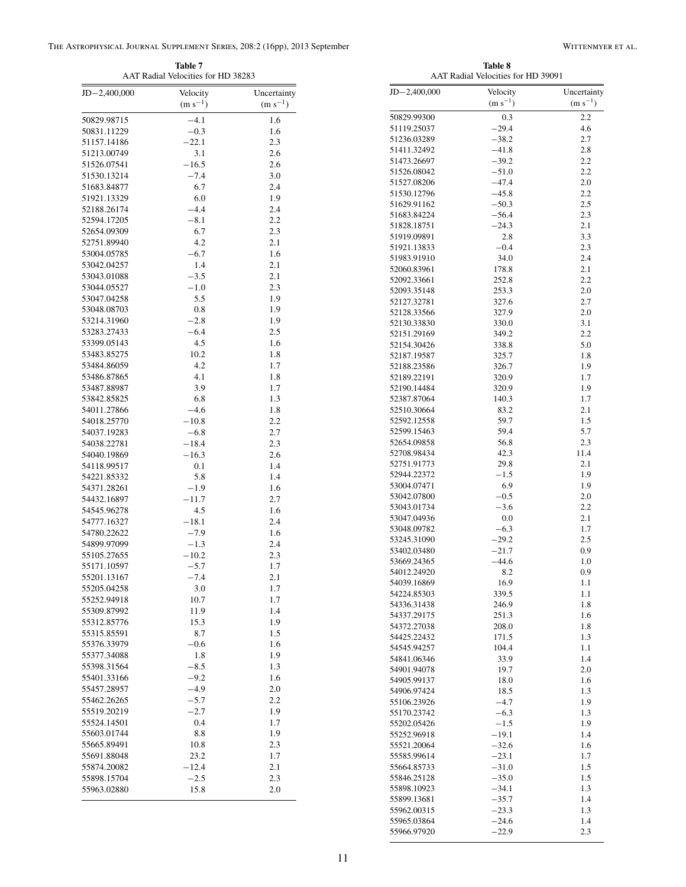**Table 7**

AAT Radial Velocities for HD 38283

| JD−2,400,000 | Velocity (m s$^{-1}$) | Uncertainty (m s$^{-1}$) |
|---|---|---|
| 50829.98715 | −4.1 | 1.6 |
| 50831.11229 | −0.3 | 1.6 |
| 51157.14186 | −22.1 | 2.3 |
| 51213.00749 | 3.1 | 2.6 |
| 51526.07541 | −16.5 | 2.6 |
| 51530.13214 | −7.4 | 3.0 |
| 51683.84877 | 6.7 | 2.4 |
| 51921.13329 | 6.0 | 1.9 |
| 52188.26174 | −4.4 | 2.4 |
| 52594.17205 | −8.1 | 2.2 |
| 52654.09309 | 6.7 | 2.3 |
| 52751.89940 | 4.2 | 2.1 |
| 53004.05785 | −6.7 | 1.6 |
| 53042.04257 | 1.4 | 2.1 |
| 53043.01088 | −3.5 | 2.1 |
| 53044.05527 | −1.0 | 2.3 |
| 53047.04258 | 5.5 | 1.9 |
| 53048.08703 | 0.8 | 1.9 |
| 53214.31960 | −2.8 | 1.9 |
| 53283.27433 | −6.4 | 2.5 |
| 53399.05143 | 4.5 | 1.6 |
| 53483.85275 | 10.2 | 1.8 |
| 53484.86059 | 4.2 | 1.7 |
| 53486.87865 | 4.1 | 1.8 |
| 53487.88987 | 3.9 | 1.7 |
| 53842.85825 | 6.8 | 1.3 |
| 54011.27866 | −4.6 | 1.8 |
| 54018.25770 | −10.8 | 2.2 |
| 54037.19283 | −6.8 | 2.7 |
| 54038.22781 | −18.4 | 2.3 |
| 54040.19869 | −16.3 | 2.6 |
| 54118.99517 | 0.1 | 1.4 |
| 54221.85332 | 5.8 | 1.4 |
| 54371.28261 | −1.9 | 1.6 |
| 54432.16897 | −11.7 | 2.7 |
| 54545.96278 | 4.5 | 1.6 |
| 54777.16327 | −18.1 | 2.4 |
| 54780.22622 | −7.9 | 1.6 |
| 54899.97099 | −1.3 | 2.4 |
| 55105.27655 | −10.2 | 2.3 |
| 55171.10597 | −5.7 | 1.7 |
| 55201.13167 | −7.4 | 2.1 |
| 55205.04258 | 3.0 | 1.7 |
| 55252.94918 | 10.7 | 1.7 |
| 55309.87992 | 11.9 | 1.4 |
| 55312.85776 | 15.3 | 1.9 |
| 55315.85591 | 8.7 | 1.5 |
| 55376.33979 | −0.6 | 1.6 |
| 55377.34088 | 1.8 | 1.9 |
| 55398.31564 | −8.5 | 1.3 |
| 55401.33166 | −9.2 | 1.6 |
| 55457.28957 | −4.9 | 2.0 |
| 55462.26265 | −5.7 | 2.2 |
| 55519.20219 | −2.7 | 1.9 |
| 55524.14501 | 0.4 | 1.7 |
| 55603.01744 | 8.8 | 1.9 |
| 55665.89491 | 10.8 | 2.3 |
| 55691.88048 | 23.2 | 1.7 |
| 55874.20082 | −12.4 | 2.1 |
| 55898.15704 | −2.5 | 2.3 |
| 55963.02880 | 15.8 | 2.0 |

**Table 8**

AAT Radial Velocities for HD 39091

| JD−2,400,000 | Velocity (m s$^{-1}$) | Uncertainty (m s$^{-1}$) |
|---|---|---|
| 50829.99300 | 0.3 | 2.2 |
| 51119.25037 | −29.4 | 4.6 |
| 51236.03289 | −38.2 | 2.7 |
| 51411.32492 | −41.8 | 2.8 |
| 51473.26697 | −39.2 | 2.2 |
| 51526.08042 | −51.0 | 2.2 |
| 51527.08206 | −47.4 | 2.0 |
| 51530.12796 | −45.8 | 2.2 |
| 51629.91162 | −50.3 | 2.5 |
| 51683.84224 | −56.4 | 2.3 |
| 51828.18751 | −24.3 | 2.1 |
| 51919.09891 | 2.8 | 3.3 |
| 51921.13833 | −0.4 | 2.3 |
| 51983.91910 | 34.0 | 2.4 |
| 52060.83961 | 178.8 | 2.1 |
| 52092.33661 | 252.8 | 2.2 |
| 52093.35148 | 253.3 | 2.0 |
| 52127.32781 | 327.6 | 2.7 |
| 52128.33566 | 327.9 | 2.0 |
| 52130.33830 | 330.0 | 3.1 |
| 52151.29169 | 349.2 | 2.2 |
| 52154.30426 | 338.8 | 5.0 |
| 52187.19587 | 325.7 | 1.8 |
| 52188.23586 | 326.7 | 1.9 |
| 52189.22191 | 320.9 | 1.7 |
| 52190.14484 | 320.9 | 1.9 |
| 52387.87064 | 140.3 | 1.7 |
| 52510.30664 | 83.2 | 2.1 |
| 52592.12558 | 59.7 | 1.5 |
| 52599.15463 | 59.4 | 5.7 |
| 52654.09858 | 56.8 | 2.3 |
| 52708.98434 | 42.3 | 11.4 |
| 52751.91773 | 29.8 | 2.1 |
| 52944.22372 | −1.5 | 1.9 |
| 53004.07471 | 6.9 | 1.9 |
| 53042.07800 | −0.5 | 2.0 |
| 53043.01734 | −3.6 | 2.2 |
| 53047.04936 | 0.0 | 2.1 |
| 53048.09782 | −6.3 | 1.7 |
| 53245.31090 | −29.2 | 2.5 |
| 53402.03480 | −21.7 | 0.9 |
| 53669.24365 | −44.6 | 1.0 |
| 54012.24920 | 8.2 | 0.9 |
| 54039.16869 | 16.9 | 1.1 |
| 54224.85303 | 339.5 | 1.1 |
| 54336.31438 | 246.9 | 1.8 |
| 54337.29175 | 251.3 | 1.6 |
| 54372.27038 | 208.0 | 1.8 |
| 54425.22432 | 171.5 | 1.3 |
| 54545.94257 | 104.4 | 1.1 |
| 54841.06346 | 33.9 | 1.4 |
| 54901.94078 | 19.7 | 2.0 |
| 54905.99137 | 18.0 | 1.6 |
| 54906.97424 | 18.5 | 1.3 |
| 55106.23926 | −4.7 | 1.9 |
| 55170.23742 | −6.3 | 1.3 |
| 55202.05426 | −1.5 | 1.9 |
| 55252.96918 | −19.1 | 1.4 |
| 55521.20064 | −32.6 | 1.6 |
| 55585.99614 | −23.1 | 1.7 |
| 55664.85733 | −31.0 | 1.5 |
| 55846.25128 | −35.0 | 1.5 |
| 55898.10923 | −34.1 | 1.3 |
| 55899.13681 | −35.7 | 1.4 |
| 55962.00315 | −23.3 | 1.3 |
| 55965.03864 | −24.6 | 1.4 |
| 55966.97920 | −22.9 | 2.3 |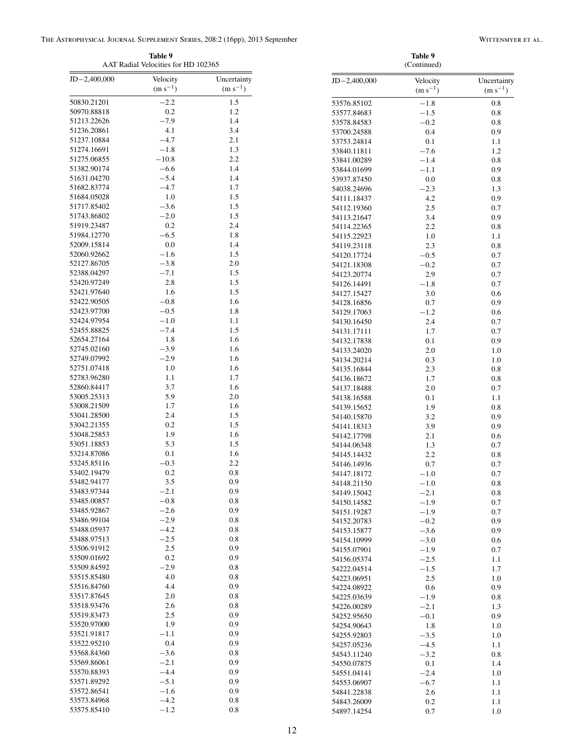**Table 9**
AAT Radial Velocities for HD 102365

| JD−2,400,000 | Velocity (m s$^{-1}$) | Uncertainty (m s$^{-1}$) |
|---|---|---|
| 50830.21201 | −2.2 | 1.5 |
| 50970.88818 | 0.2 | 1.2 |
| 51213.22626 | −7.9 | 1.4 |
| 51236.20861 | 4.1 | 3.4 |
| 51237.10884 | −4.7 | 2.1 |
| 51274.16691 | −1.8 | 1.3 |
| 51275.06855 | −10.8 | 2.2 |
| 51382.90174 | −6.6 | 1.4 |
| 51631.04270 | −5.4 | 1.4 |
| 51682.83774 | −4.7 | 1.7 |
| 51684.05028 | 1.0 | 1.5 |
| 51717.85402 | −3.6 | 1.5 |
| 51743.86802 | −2.0 | 1.5 |
| 51919.23487 | 0.2 | 2.4 |
| 51984.12770 | −6.5 | 1.8 |
| 52009.15814 | 0.0 | 1.4 |
| 52060.92662 | −1.6 | 1.5 |
| 52127.86705 | −3.8 | 2.0 |
| 52388.04297 | −7.1 | 1.5 |
| 52420.97249 | 2.8 | 1.5 |
| 52421.97640 | 1.6 | 1.5 |
| 52422.90505 | −0.8 | 1.6 |
| 52423.97700 | −0.5 | 1.8 |
| 52424.97954 | −1.0 | 1.1 |
| 52455.88825 | −7.4 | 1.5 |
| 52654.27164 | 1.8 | 1.6 |
| 52745.02160 | −3.9 | 1.6 |
| 52749.07992 | −2.9 | 1.6 |
| 52751.07418 | 1.0 | 1.6 |
| 52783.96280 | 1.1 | 1.7 |
| 52860.84417 | 3.7 | 1.6 |
| 53005.25313 | 5.9 | 2.0 |
| 53008.21509 | 1.7 | 1.6 |
| 53041.28500 | 2.4 | 1.5 |
| 53042.21355 | 0.2 | 1.5 |
| 53048.25853 | 1.9 | 1.6 |
| 53051.18853 | 5.3 | 1.5 |
| 53214.87086 | 0.1 | 1.6 |
| 53245.85116 | −0.3 | 2.2 |
| 53402.19479 | 0.2 | 0.8 |
| 53482.94177 | 3.5 | 0.9 |
| 53483.97344 | −2.1 | 0.9 |
| 53485.00857 | −0.8 | 0.8 |
| 53485.92867 | −2.6 | 0.9 |
| 53486.99104 | −2.9 | 0.8 |
| 53488.05937 | −4.2 | 0.8 |
| 53488.97513 | −2.5 | 0.8 |
| 53506.91912 | 2.5 | 0.9 |
| 53509.01692 | 0.2 | 0.9 |
| 53509.84592 | −2.9 | 0.8 |
| 53515.85480 | 4.0 | 0.8 |
| 53516.84760 | 4.4 | 0.9 |
| 53517.87645 | 2.0 | 0.8 |
| 53518.93476 | 2.6 | 0.8 |
| 53519.83473 | 2.5 | 0.9 |
| 53520.97000 | 1.9 | 0.9 |
| 53521.91817 | −1.1 | 0.9 |
| 53522.95210 | 0.4 | 0.9 |
| 53568.84360 | −3.6 | 0.8 |
| 53569.86061 | −2.1 | 0.9 |
| 53570.88393 | −4.4 | 0.9 |
| 53571.89292 | −5.1 | 0.9 |
| 53572.86541 | −1.6 | 0.9 |
| 53573.84968 | −4.2 | 0.8 |
| 53575.85410 | −1.2 | 0.8 |
| 53576.85102 | −1.8 | 0.8 |
| 53577.84683 | −1.5 | 0.8 |
| 53578.84583 | −0.2 | 0.8 |
| 53700.24588 | 0.4 | 0.9 |
| 53753.24814 | 0.1 | 1.1 |
| 53840.11811 | −7.6 | 1.2 |
| 53841.00289 | −1.4 | 0.8 |
| 53844.01699 | −1.1 | 0.9 |
| 53937.87450 | 0.0 | 0.8 |
| 54038.24696 | −2.3 | 1.3 |
| 54111.18437 | 4.2 | 0.9 |
| 54112.19360 | 2.5 | 0.7 |
| 54113.21647 | 3.4 | 0.9 |
| 54114.22365 | 2.2 | 0.8 |
| 54115.22923 | 1.0 | 1.1 |
| 54119.23118 | 2.3 | 0.8 |
| 54120.17724 | −0.5 | 0.7 |
| 54121.18308 | −0.2 | 0.7 |
| 54123.20774 | 2.9 | 0.7 |
| 54126.14491 | −1.8 | 0.7 |
| 54127.15427 | 3.0 | 0.6 |
| 54128.16856 | 0.7 | 0.9 |
| 54129.17063 | −1.2 | 0.6 |
| 54130.16450 | 2.4 | 0.7 |
| 54131.17111 | 1.7 | 0.7 |
| 54132.17838 | 0.1 | 0.9 |
| 54133.24020 | 2.0 | 1.0 |
| 54134.20214 | 0.3 | 1.0 |
| 54135.16844 | 2.3 | 0.8 |
| 54136.18672 | 1.7 | 0.8 |
| 54137.18488 | 2.0 | 0.7 |
| 54138.16588 | 0.1 | 1.1 |
| 54139.15652 | 1.9 | 0.8 |
| 54140.15870 | 3.2 | 0.9 |
| 54141.18313 | 3.9 | 0.9 |
| 54142.17798 | 2.1 | 0.6 |
| 54144.06348 | 1.3 | 0.7 |
| 54145.14432 | 2.2 | 0.8 |
| 54146.14936 | 0.7 | 0.7 |
| 54147.18172 | −1.0 | 0.7 |
| 54148.21150 | −1.0 | 0.8 |
| 54149.15042 | −2.1 | 0.8 |
| 54150.14582 | −1.9 | 0.7 |
| 54151.19287 | −1.9 | 0.7 |
| 54152.20783 | −0.2 | 0.9 |
| 54153.15877 | −3.6 | 0.9 |
| 54154.10999 | −3.0 | 0.6 |
| 54155.07901 | −1.9 | 0.7 |
| 54156.05374 | −2.5 | 1.1 |
| 54222.04514 | −1.5 | 1.7 |
| 54223.06951 | 2.5 | 1.0 |
| 54224.08922 | 0.6 | 0.9 |
| 54225.03639 | −1.9 | 0.8 |
| 54226.00289 | −2.1 | 1.3 |
| 54252.95650 | −0.1 | 0.9 |
| 54254.90643 | 1.8 | 1.0 |
| 54255.92803 | −3.5 | 1.0 |
| 54257.05236 | −4.5 | 1.1 |
| 54543.11240 | −3.2 | 0.8 |
| 54550.07875 | 0.1 | 1.4 |
| 54551.04141 | −2.4 | 1.0 |
| 54553.06907 | −6.7 | 1.1 |
| 54841.22838 | 2.6 | 1.1 |
| 54843.26009 | 0.2 | 1.1 |
| 54897.14254 | 0.7 | 1.0 |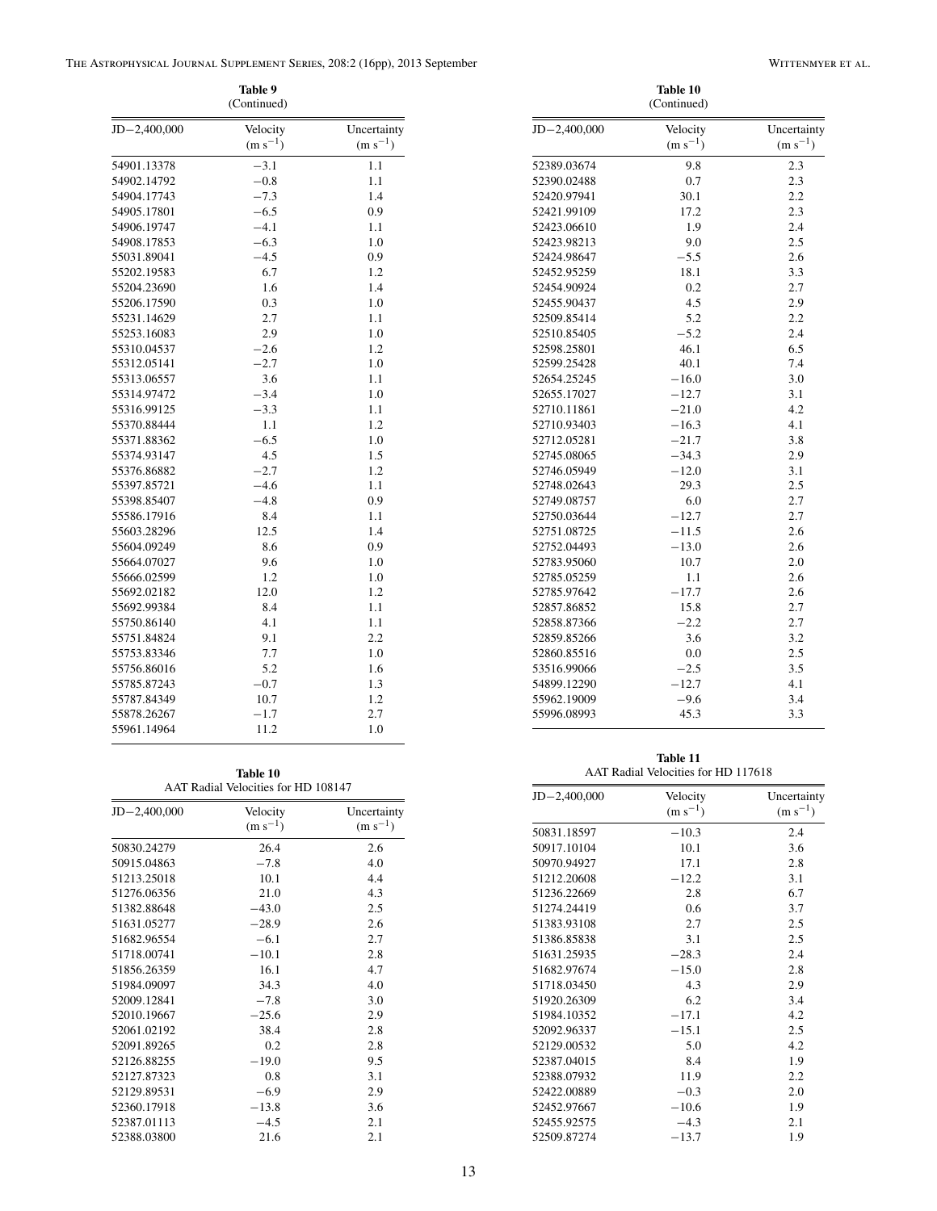**Table 9**
(Continued)

| JD−2,400,000 | Velocity (m s$^{-1}$) | Uncertainty (m s$^{-1}$) |
|---|---|---|
| 54901.13378 | −3.1 | 1.1 |
| 54902.14792 | −0.8 | 1.1 |
| 54904.17743 | −7.3 | 1.4 |
| 54905.17801 | −6.5 | 0.9 |
| 54906.19747 | −4.1 | 1.1 |
| 54908.17853 | −6.3 | 1.0 |
| 55031.89041 | −4.5 | 0.9 |
| 55202.19583 | 6.7 | 1.2 |
| 55204.23690 | 1.6 | 1.4 |
| 55206.17590 | 0.3 | 1.0 |
| 55231.14629 | 2.7 | 1.1 |
| 55253.16083 | 2.9 | 1.0 |
| 55310.04537 | −2.6 | 1.2 |
| 55312.05141 | −2.7 | 1.0 |
| 55313.06557 | 3.6 | 1.1 |
| 55314.97472 | −3.4 | 1.0 |
| 55316.99125 | −3.3 | 1.1 |
| 55370.88444 | 1.1 | 1.2 |
| 55371.88362 | −6.5 | 1.0 |
| 55374.93147 | 4.5 | 1.5 |
| 55376.86882 | −2.7 | 1.2 |
| 55397.85721 | −4.6 | 1.1 |
| 55398.85407 | −4.8 | 0.9 |
| 55586.17916 | 8.4 | 1.1 |
| 55603.28296 | 12.5 | 1.4 |
| 55604.09249 | 8.6 | 0.9 |
| 55664.07027 | 9.6 | 1.0 |
| 55666.02599 | 1.2 | 1.0 |
| 55692.02182 | 12.0 | 1.2 |
| 55692.99384 | 8.4 | 1.1 |
| 55750.86140 | 4.1 | 1.1 |
| 55751.84824 | 9.1 | 2.2 |
| 55753.83346 | 7.7 | 1.0 |
| 55756.86016 | 5.2 | 1.6 |
| 55785.87243 | −0.7 | 1.3 |
| 55787.84349 | 10.7 | 1.2 |
| 55878.26267 | −1.7 | 2.7 |
| 55961.14964 | 11.2 | 1.0 |

**Table 10**
AAT Radial Velocities for HD 108147

| JD−2,400,000 | Velocity (m s$^{-1}$) | Uncertainty (m s$^{-1}$) |
|---|---|---|
| 50830.24279 | 26.4 | 2.6 |
| 50915.04863 | −7.8 | 4.0 |
| 51213.25018 | 10.1 | 4.4 |
| 51276.06356 | 21.0 | 4.3 |
| 51382.88648 | −43.0 | 2.5 |
| 51631.05277 | −28.9 | 2.6 |
| 51682.96554 | −6.1 | 2.7 |
| 51718.00741 | −10.1 | 2.8 |
| 51856.26359 | 16.1 | 4.7 |
| 51984.09097 | 34.3 | 4.0 |
| 52009.12841 | −7.8 | 3.0 |
| 52010.19667 | −25.6 | 2.9 |
| 52061.02192 | 38.4 | 2.8 |
| 52091.89265 | 0.2 | 2.8 |
| 52126.88255 | −19.0 | 9.5 |
| 52127.87323 | 0.8 | 3.1 |
| 52129.89531 | −6.9 | 2.9 |
| 52360.17918 | −13.8 | 3.6 |
| 52387.01113 | −4.5 | 2.1 |
| 52388.03800 | 21.6 | 2.1 |
| 52389.03674 | 9.8 | 2.3 |
| 52390.02488 | 0.7 | 2.3 |
| 52420.97941 | 30.1 | 2.2 |
| 52421.99109 | 17.2 | 2.3 |
| 52423.06610 | 1.9 | 2.4 |
| 52423.98213 | 9.0 | 2.5 |
| 52424.98647 | −5.5 | 2.6 |
| 52452.95259 | 18.1 | 3.3 |
| 52454.90924 | 0.2 | 2.7 |
| 52455.90437 | 4.5 | 2.9 |
| 52509.85414 | 5.2 | 2.2 |
| 52510.85405 | −5.2 | 2.4 |
| 52598.25801 | 46.1 | 6.5 |
| 52599.25428 | 40.1 | 7.4 |
| 52654.25245 | −16.0 | 3.0 |
| 52655.17027 | −12.7 | 3.1 |
| 52710.11861 | −21.0 | 4.2 |
| 52710.93403 | −16.3 | 4.1 |
| 52712.05281 | −21.7 | 3.8 |
| 52745.08065 | −34.3 | 2.9 |
| 52746.05949 | −12.0 | 3.1 |
| 52748.02643 | 29.3 | 2.5 |
| 52749.08757 | 6.0 | 2.7 |
| 52750.03644 | −12.7 | 2.7 |
| 52751.08725 | −11.5 | 2.6 |
| 52752.04493 | −13.0 | 2.6 |
| 52783.95060 | 10.7 | 2.0 |
| 52785.05259 | 1.1 | 2.6 |
| 52785.97642 | −17.7 | 2.6 |
| 52857.86852 | 15.8 | 2.7 |
| 52858.87366 | −2.2 | 2.7 |
| 52859.85266 | 3.6 | 3.2 |
| 52860.85516 | 0.0 | 2.5 |
| 53516.99066 | −2.5 | 3.5 |
| 54899.12290 | −12.7 | 4.1 |
| 55962.19009 | −9.6 | 3.4 |
| 55996.08993 | 45.3 | 3.3 |

**Table 11**
AAT Radial Velocities for HD 117618

| JD−2,400,000 | Velocity (m s$^{-1}$) | Uncertainty (m s$^{-1}$) |
|---|---|---|
| 50831.18597 | −10.3 | 2.4 |
| 50917.10104 | 10.1 | 3.6 |
| 50970.94927 | 17.1 | 2.8 |
| 51212.20608 | −12.2 | 3.1 |
| 51236.22669 | 2.8 | 6.7 |
| 51274.24419 | 0.6 | 3.7 |
| 51383.93108 | 2.7 | 2.5 |
| 51386.85838 | 3.1 | 2.5 |
| 51631.25935 | −28.3 | 2.4 |
| 51682.97674 | −15.0 | 2.8 |
| 51718.03450 | 4.3 | 2.9 |
| 51920.26309 | 6.2 | 3.4 |
| 51984.10352 | −17.1 | 4.2 |
| 52092.96337 | −15.1 | 2.5 |
| 52129.00532 | 5.0 | 4.2 |
| 52387.04015 | 8.4 | 1.9 |
| 52388.07932 | 11.9 | 2.2 |
| 52422.00889 | −0.3 | 2.0 |
| 52452.97667 | −10.6 | 1.9 |
| 52455.92575 | −4.3 | 2.1 |
| 52509.87274 | −13.7 | 1.9 |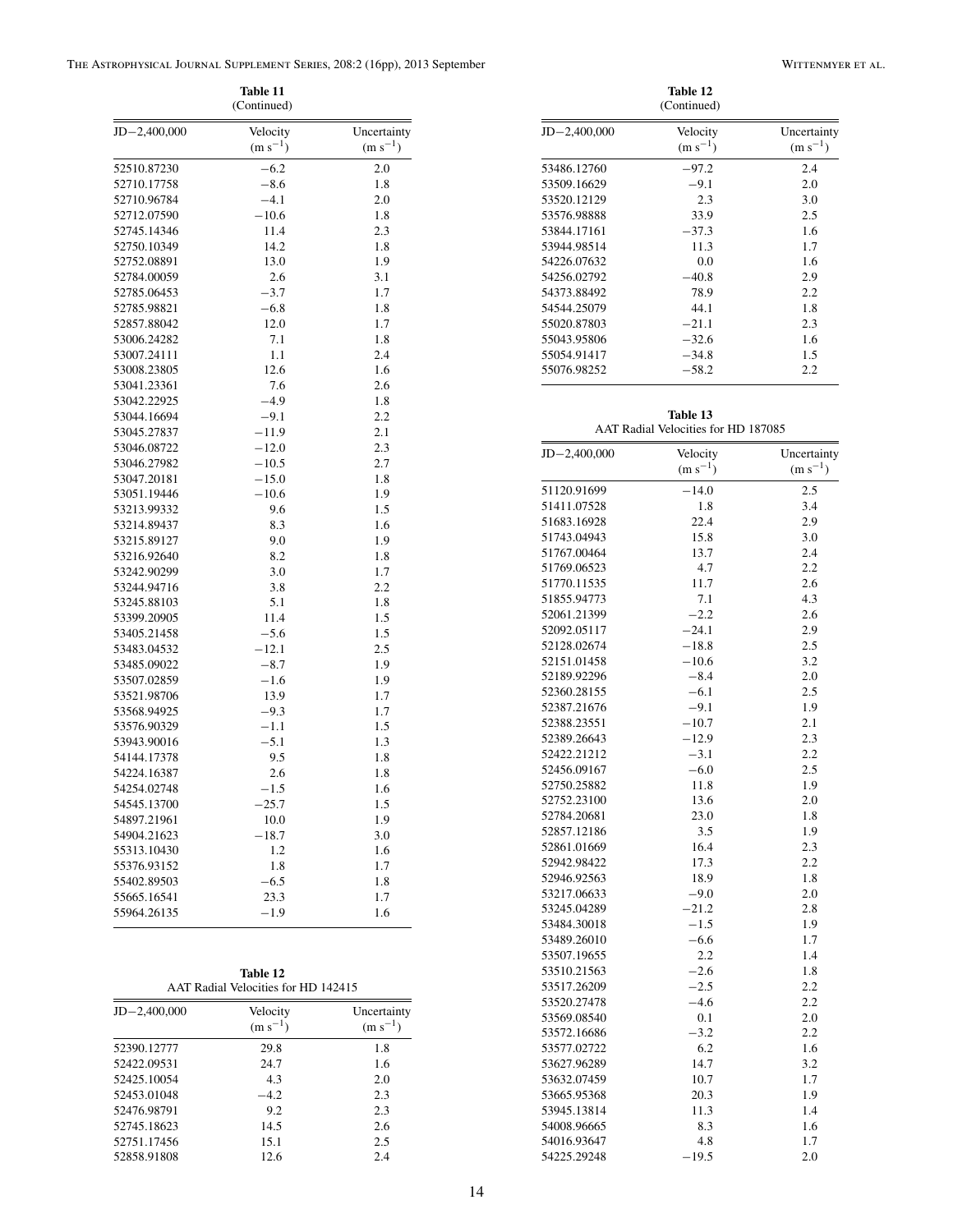**Table 11**
(Continued)

| JD−2,400,000 | Velocity (m s$^{-1}$) | Uncertainty (m s$^{-1}$) |
|---|---|---|
| 52510.87230 | −6.2 | 2.0 |
| 52710.17758 | −8.6 | 1.8 |
| 52710.96784 | −4.1 | 2.0 |
| 52712.07590 | −10.6 | 1.8 |
| 52745.14346 | 11.4 | 2.3 |
| 52750.10349 | 14.2 | 1.8 |
| 52752.08891 | 13.0 | 1.9 |
| 52784.00059 | 2.6 | 3.1 |
| 52785.06453 | −3.7 | 1.7 |
| 52785.98821 | −6.8 | 1.8 |
| 52857.88042 | 12.0 | 1.7 |
| 53006.24282 | 7.1 | 1.8 |
| 53007.24111 | 1.1 | 2.4 |
| 53008.23805 | 12.6 | 1.6 |
| 53041.23361 | 7.6 | 2.6 |
| 53042.22925 | −4.9 | 1.8 |
| 53044.16694 | −9.1 | 2.2 |
| 53045.27837 | −11.9 | 2.1 |
| 53046.08722 | −12.0 | 2.3 |
| 53046.27982 | −10.5 | 2.7 |
| 53047.20181 | −15.0 | 1.8 |
| 53051.19446 | −10.6 | 1.9 |
| 53213.99332 | 9.6 | 1.5 |
| 53214.89437 | 8.3 | 1.6 |
| 53215.89127 | 9.0 | 1.9 |
| 53216.92640 | 8.2 | 1.8 |
| 53242.90299 | 3.0 | 1.7 |
| 53244.94716 | 3.8 | 2.2 |
| 53245.88103 | 5.1 | 1.8 |
| 53399.20905 | 11.4 | 1.5 |
| 53405.21458 | −5.6 | 1.5 |
| 53483.04532 | −12.1 | 2.5 |
| 53485.09022 | −8.7 | 1.9 |
| 53507.02859 | −1.6 | 1.9 |
| 53521.98706 | 13.9 | 1.7 |
| 53568.94925 | −9.3 | 1.7 |
| 53576.90329 | −1.1 | 1.5 |
| 53943.90016 | −5.1 | 1.3 |
| 54144.17378 | 9.5 | 1.8 |
| 54224.16387 | 2.6 | 1.8 |
| 54254.02748 | −1.5 | 1.6 |
| 54545.13700 | −25.7 | 1.5 |
| 54897.21961 | 10.0 | 1.9 |
| 54904.21623 | −18.7 | 3.0 |
| 55313.10430 | 1.2 | 1.6 |
| 55376.93152 | 1.8 | 1.7 |
| 55402.89503 | −6.5 | 1.8 |
| 55665.16541 | 23.3 | 1.7 |
| 55964.26135 | −1.9 | 1.6 |

**Table 12**
AAT Radial Velocities for HD 142415

| JD−2,400,000 | Velocity (m s$^{-1}$) | Uncertainty (m s$^{-1}$) |
|---|---|---|
| 52390.12777 | 29.8 | 1.8 |
| 52422.09531 | 24.7 | 1.6 |
| 52425.10054 | 4.3 | 2.0 |
| 52453.01048 | −4.2 | 2.3 |
| 52476.98791 | 9.2 | 2.3 |
| 52745.18623 | 14.5 | 2.6 |
| 52751.17456 | 15.1 | 2.5 |
| 52858.91808 | 12.6 | 2.4 |
| 53486.12760 | −97.2 | 2.4 |
| 53509.16629 | −9.1 | 2.0 |
| 53520.12129 | 2.3 | 3.0 |
| 53576.98888 | 33.9 | 2.5 |
| 53844.17161 | −37.3 | 1.6 |
| 53944.98514 | 11.3 | 1.7 |
| 54226.07632 | 0.0 | 1.6 |
| 54256.02792 | −40.8 | 2.9 |
| 54373.88492 | 78.9 | 2.2 |
| 54544.25079 | 44.1 | 1.8 |
| 55020.87803 | −21.1 | 2.3 |
| 55043.95806 | −32.6 | 1.6 |
| 55054.91417 | −34.8 | 1.5 |
| 55076.98252 | −58.2 | 2.2 |

**Table 13**
AAT Radial Velocities for HD 187085

| JD−2,400,000 | Velocity (m s$^{-1}$) | Uncertainty (m s$^{-1}$) |
|---|---|---|
| 51120.91699 | −14.0 | 2.5 |
| 51411.07528 | 1.8 | 3.4 |
| 51683.16928 | 22.4 | 2.9 |
| 51743.04943 | 15.8 | 3.0 |
| 51767.00464 | 13.7 | 2.4 |
| 51769.06523 | 4.7 | 2.2 |
| 51770.11535 | 11.7 | 2.6 |
| 51855.94773 | 7.1 | 4.3 |
| 52061.21399 | −2.2 | 2.6 |
| 52092.05117 | −24.1 | 2.9 |
| 52128.02674 | −18.8 | 2.5 |
| 52151.01458 | −10.6 | 3.2 |
| 52189.92296 | −8.4 | 2.0 |
| 52360.28155 | −6.1 | 2.5 |
| 52387.21676 | −9.1 | 1.9 |
| 52388.23551 | −10.7 | 2.1 |
| 52389.26643 | −12.9 | 2.3 |
| 52422.21212 | −3.1 | 2.2 |
| 52456.09167 | −6.0 | 2.5 |
| 52750.25882 | 11.8 | 1.9 |
| 52752.23100 | 13.6 | 2.0 |
| 52784.20681 | 23.0 | 1.8 |
| 52857.12186 | 3.5 | 1.9 |
| 52861.01669 | 16.4 | 2.3 |
| 52942.98422 | 17.3 | 2.2 |
| 52946.92563 | 18.9 | 1.8 |
| 53217.06633 | −9.0 | 2.0 |
| 53245.04289 | −21.2 | 2.8 |
| 53484.30018 | −1.5 | 1.9 |
| 53489.26010 | −6.6 | 1.7 |
| 53507.19655 | 2.2 | 1.4 |
| 53510.21563 | −2.6 | 1.8 |
| 53517.26209 | −2.5 | 2.2 |
| 53520.27478 | −4.6 | 2.2 |
| 53569.08540 | 0.1 | 2.0 |
| 53572.16686 | −3.2 | 2.2 |
| 53577.02722 | 6.2 | 1.6 |
| 53627.96289 | 14.7 | 3.2 |
| 53632.07459 | 10.7 | 1.7 |
| 53665.95368 | 20.3 | 1.9 |
| 53945.13814 | 11.3 | 1.4 |
| 54008.96665 | 8.3 | 1.6 |
| 54016.93647 | 4.8 | 1.7 |
| 54225.29248 | −19.5 | 2.0 |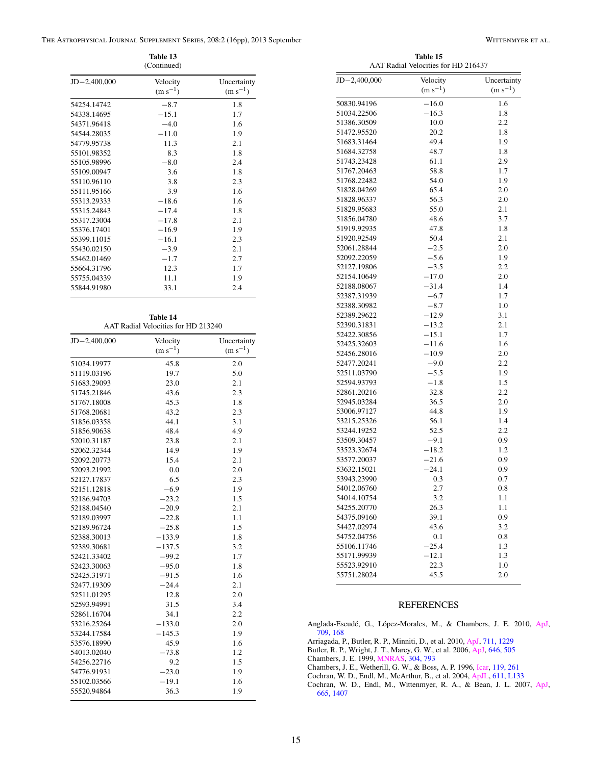**Table 13**
(Continued)

| JD−2,400,000 | Velocity (m s$^{-1}$) | Uncertainty (m s$^{-1}$) |
|---|---|---|
| 54254.14742 | −8.7 | 1.8 |
| 54338.14695 | −15.1 | 1.7 |
| 54371.96418 | −4.0 | 1.6 |
| 54544.28035 | −11.0 | 1.9 |
| 54779.95738 | 11.3 | 2.1 |
| 55101.98352 | 8.3 | 1.8 |
| 55105.98996 | −8.0 | 2.4 |
| 55109.00947 | 3.6 | 1.8 |
| 55110.96110 | 3.8 | 2.3 |
| 55111.95166 | 3.9 | 1.6 |
| 55313.29333 | −18.6 | 1.6 |
| 55315.24843 | −17.4 | 1.8 |
| 55317.23004 | −17.8 | 2.1 |
| 55376.17401 | −16.9 | 1.9 |
| 55399.11015 | −16.1 | 2.3 |
| 55430.02150 | −3.9 | 2.1 |
| 55462.01469 | −1.7 | 2.7 |
| 55664.31796 | 12.3 | 1.7 |
| 55755.04339 | 11.1 | 1.9 |
| 55844.91980 | 33.1 | 2.4 |

**Table 14**
AAT Radial Velocities for HD 213240

| JD−2,400,000 | Velocity (m s$^{-1}$) | Uncertainty (m s$^{-1}$) |
|---|---|---|
| 51034.19977 | 45.8 | 2.0 |
| 51119.03196 | 19.7 | 5.0 |
| 51683.29093 | 23.0 | 2.1 |
| 51745.21846 | 43.6 | 2.3 |
| 51767.18008 | 45.3 | 1.8 |
| 51768.20681 | 43.2 | 2.3 |
| 51856.03358 | 44.1 | 3.1 |
| 51856.90638 | 48.4 | 4.9 |
| 52010.31187 | 23.8 | 2.1 |
| 52062.32344 | 14.9 | 1.9 |
| 52092.20773 | 15.4 | 2.1 |
| 52093.21992 | 0.0 | 2.0 |
| 52127.17837 | 6.5 | 2.3 |
| 52151.12818 | −6.9 | 1.9 |
| 52186.94703 | −23.2 | 1.5 |
| 52188.04540 | −20.9 | 2.1 |
| 52189.03997 | −22.8 | 1.1 |
| 52189.96724 | −25.8 | 1.5 |
| 52388.30013 | −133.9 | 1.8 |
| 52389.30681 | −137.5 | 3.2 |
| 52421.33402 | −99.2 | 1.7 |
| 52423.30063 | −95.0 | 1.8 |
| 52425.31971 | −91.5 | 1.6 |
| 52477.19309 | −24.4 | 2.1 |
| 52511.01295 | 12.8 | 2.0 |
| 52593.94991 | 31.5 | 3.4 |
| 52861.16704 | 34.1 | 2.2 |
| 53216.25264 | −133.0 | 2.0 |
| 53244.17584 | −145.3 | 1.9 |
| 53576.18990 | 45.9 | 1.6 |
| 54013.02040 | −73.8 | 1.2 |
| 54256.22716 | 9.2 | 1.5 |
| 54776.91931 | −23.0 | 1.9 |
| 55102.03566 | −19.1 | 1.6 |
| 55520.94864 | 36.3 | 1.9 |

**Table 15**
AAT Radial Velocities for HD 216437

| JD−2,400,000 | Velocity (m s$^{-1}$) | Uncertainty (m s$^{-1}$) |
|---|---|---|
| 50830.94196 | −16.0 | 1.6 |
| 51034.22506 | −16.3 | 1.8 |
| 51386.30509 | 10.0 | 2.2 |
| 51472.95520 | 20.2 | 1.8 |
| 51683.31464 | 49.4 | 1.9 |
| 51684.32758 | 48.7 | 1.8 |
| 51743.23428 | 61.1 | 2.9 |
| 51767.20463 | 58.8 | 1.7 |
| 51768.22482 | 54.0 | 1.9 |
| 51828.04269 | 65.4 | 2.0 |
| 51828.96337 | 56.3 | 2.0 |
| 51829.95683 | 55.0 | 2.1 |
| 51856.04780 | 48.6 | 3.7 |
| 51919.92935 | 47.8 | 1.8 |
| 51920.92549 | 50.4 | 2.1 |
| 52061.28844 | −2.5 | 2.0 |
| 52092.22059 | −5.6 | 1.9 |
| 52127.19806 | −3.5 | 2.2 |
| 52154.10649 | −17.0 | 2.0 |
| 52188.08067 | −31.4 | 1.4 |
| 52387.31939 | −6.7 | 1.7 |
| 52388.30982 | −8.7 | 1.0 |
| 52389.29622 | −12.9 | 3.1 |
| 52390.31831 | −13.2 | 2.1 |
| 52422.30856 | −15.1 | 1.7 |
| 52425.32603 | −11.6 | 1.6 |
| 52456.28016 | −10.9 | 2.0 |
| 52477.20241 | −9.0 | 2.2 |
| 52511.03790 | −5.5 | 1.9 |
| 52594.93793 | −1.8 | 1.5 |
| 52861.20216 | 32.8 | 2.2 |
| 52945.03284 | 36.5 | 2.0 |
| 53006.97127 | 44.8 | 1.9 |
| 53215.25326 | 56.1 | 1.4 |
| 53244.19252 | 52.5 | 2.2 |
| 53509.30457 | −9.1 | 0.9 |
| 53523.32674 | −18.2 | 1.2 |
| 53577.20037 | −21.6 | 0.9 |
| 53632.15021 | −24.1 | 0.9 |
| 53943.23990 | 0.3 | 0.7 |
| 54012.06760 | 2.7 | 0.8 |
| 54014.10754 | 3.2 | 1.1 |
| 54255.20770 | 26.3 | 1.1 |
| 54375.09160 | 39.1 | 0.9 |
| 54427.02974 | 43.6 | 3.2 |
| 54752.04756 | 0.1 | 0.8 |
| 55106.11746 | −25.4 | 1.3 |
| 55171.99939 | −12.1 | 1.3 |
| 55523.92910 | 22.3 | 1.0 |
| 55751.28024 | 45.5 | 2.0 |

## REFERENCES

Anglada-Escudé, G., López-Morales, M., & Chambers, J. E. 2010, ApJ, 709, 168

Arriagada, P., Butler, R. P., Minniti, D., et al. 2010, ApJ, 711, 1229

Butler, R. P., Wright, J. T., Marcy, G. W., et al. 2006, ApJ, 646, 505

Chambers, J. E. 1999, MNRAS, 304, 793

Chambers, J. E., Wetherill, G. W., & Boss, A. P. 1996, Icar, 119, 261

Cochran, W. D., Endl, M., McArthur, B., et al. 2004, ApJL, 611, L133

Cochran, W. D., Endl, M., Wittenmyer, R. A., & Bean, J. L. 2007, ApJ, 665, 1407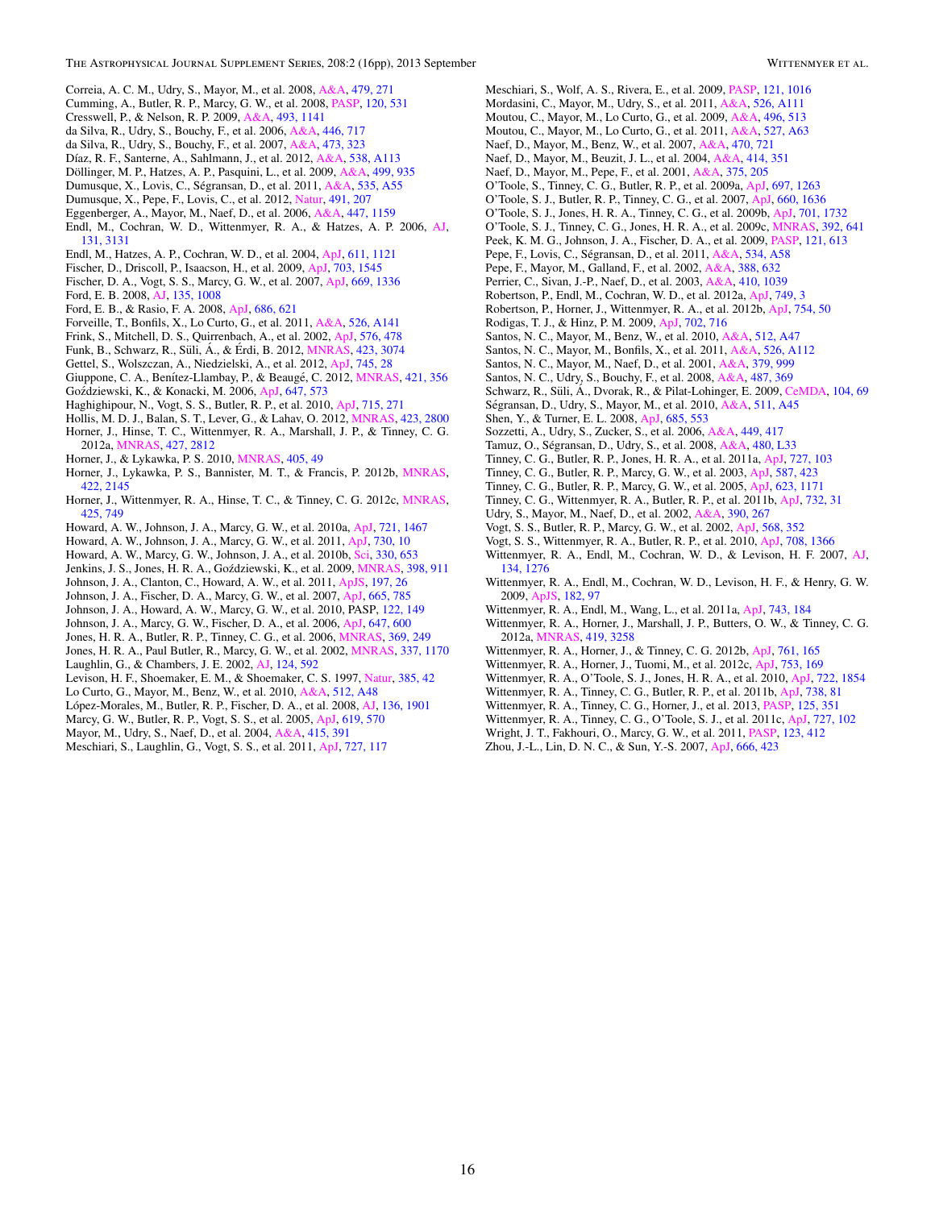Correia, A. C. M., Udry, S., Mayor, M., et al. 2008, A&A, 479, 271
Cumming, A., Butler, R. P., Marcy, G. W., et al. 2008, PASP, 120, 531
Cresswell, P., & Nelson, R. P. 2009, A&A, 493, 1141
da Silva, R., Udry, S., Bouchy, F., et al. 2006, A&A, 446, 717
da Silva, R., Udry, S., Bouchy, F., et al. 2007, A&A, 473, 323
Díaz, R. F., Santerne, A., Sahlmann, J., et al. 2012, A&A, 538, A113
Döllinger, M. P., Hatzes, A. P., Pasquini, L., et al. 2009, A&A, 499, 935
Dumusque, X., Lovis, C., Ségransan, D., et al. 2011, A&A, 535, A55
Dumusque, X., Pepe, F., Lovis, C., et al. 2012, Natur, 491, 207
Eggenberger, A., Mayor, M., Naef, D., et al. 2006, A&A, 447, 1159
Endl, M., Cochran, W. D., Wittenmyer, R. A., & Hatzes, A. P. 2006, AJ, 131, 3131
Endl, M., Hatzes, A. P., Cochran, W. D., et al. 2004, ApJ, 611, 1121
Fischer, D., Driscoll, P., Isaacson, H., et al. 2009, ApJ, 703, 1545
Fischer, D. A., Vogt, S. S., Marcy, G. W., et al. 2007, ApJ, 669, 1336
Ford, E. B. 2008, AJ, 135, 1008
Ford, E. B., & Rasio, F. A. 2008, ApJ, 686, 621
Forveille, T., Bonfils, X., Lo Curto, G., et al. 2011, A&A, 526, A141
Frink, S., Mitchell, D. S., Quirrenbach, A., et al. 2002, ApJ, 576, 478
Funk, B., Schwarz, R., Süli, Á., & Érdi, B. 2012, MNRAS, 423, 3074
Gettel, S., Wolszczan, A., Niedzielski, A., et al. 2012, ApJ, 745, 28
Giuppone, C. A., Benítez-Llambay, P., & Beaugé, C. 2012, MNRAS, 421, 356
Goździewski, K., & Konacki, M. 2006, ApJ, 647, 573
Haghighipour, N., Vogt, S. S., Butler, R. P., et al. 2010, ApJ, 715, 271
Hollis, M. D. J., Balan, S. T., Lever, G., & Lahav, O. 2012, MNRAS, 423, 2800
Horner, J., Hinse, T. C., Wittenmyer, R. A., Marshall, J. P., & Tinney, C. G. 2012a, MNRAS, 427, 2812
Horner, J., & Lykawka, P. S. 2010, MNRAS, 405, 49
Horner, J., Lykawka, P. S., Bannister, M. T., & Francis, P. 2012b, MNRAS, 422, 2145
Horner, J., Wittenmyer, R. A., Hinse, T. C., & Tinney, C. G. 2012c, MNRAS, 425, 749
Howard, A. W., Johnson, J. A., Marcy, G. W., et al. 2010a, ApJ, 721, 1467
Howard, A. W., Johnson, J. A., Marcy, G. W., et al. 2011, ApJ, 730, 10
Howard, A. W., Marcy, G. W., Johnson, J. A., et al. 2010b, Sci, 330, 653
Jenkins, J. S., Jones, H. R. A., Goździewski, K., et al. 2009, MNRAS, 398, 911
Johnson, J. A., Clanton, C., Howard, A. W., et al. 2011, ApJS, 197, 26
Johnson, J. A., Fischer, D. A., Marcy, G. W., et al. 2007, ApJ, 665, 785
Johnson, J. A., Howard, A. W., Marcy, G. W., et al. 2010, PASP, 122, 149
Johnson, J. A., Marcy, G. W., Fischer, D. A., et al. 2006, ApJ, 647, 600
Jones, H. R. A., Butler, R. P., Tinney, C. G., et al. 2006, MNRAS, 369, 249
Jones, H. R. A., Paul Butler, R., Marcy, G. W., et al. 2002, MNRAS, 337, 1170
Laughlin, G., & Chambers, J. E. 2002, AJ, 124, 592
Levison, H. F., Shoemaker, E. M., & Shoemaker, C. S. 1997, Natur, 385, 42
Lo Curto, G., Mayor, M., Benz, W., et al. 2010, A&A, 512, A48
López-Morales, M., Butler, R. P., Fischer, D. A., et al. 2008, AJ, 136, 1901
Marcy, G. W., Butler, R. P., Vogt, S. S., et al. 2005, ApJ, 619, 570
Mayor, M., Udry, S., Naef, D., et al. 2004, A&A, 415, 391
Meschiari, S., Laughlin, G., Vogt, S. S., et al. 2011, ApJ, 727, 117
Meschiari, S., Wolf, A. S., Rivera, E., et al. 2009, PASP, 121, 1016
Mordasini, C., Mayor, M., Udry, S., et al. 2011, A&A, 526, A111
Moutou, C., Mayor, M., Lo Curto, G., et al. 2009, A&A, 496, 513
Moutou, C., Mayor, M., Lo Curto, G., et al. 2011, A&A, 527, A63
Naef, D., Mayor, M., Benz, W., et al. 2007, A&A, 470, 721
Naef, D., Mayor, M., Beuzit, J. L., et al. 2004, A&A, 414, 351
Naef, D., Mayor, M., Pepe, F., et al. 2001, A&A, 375, 205
O'Toole, S., Tinney, C. G., Butler, R. P., et al. 2009a, ApJ, 697, 1263
O'Toole, S. J., Butler, R. P., Tinney, C. G., et al. 2007, ApJ, 660, 1636
O'Toole, S. J., Jones, H. R. A., Tinney, C. G., et al. 2009b, ApJ, 701, 1732
O'Toole, S. J., Tinney, C. G., Jones, H. R. A., et al. 2009c, MNRAS, 392, 641
Peek, K. M. G., Johnson, J. A., Fischer, D. A., et al. 2009, PASP, 121, 613
Pepe, F., Lovis, C., Ségransan, D., et al. 2011, A&A, 534, A58
Pepe, F., Mayor, M., Galland, F., et al. 2002, A&A, 388, 632
Perrier, C., Sivan, J.-P., Naef, D., et al. 2003, A&A, 410, 1039
Robertson, P., Endl, M., Cochran, W. D., et al. 2012a, ApJ, 749, 3
Robertson, P., Horner, J., Wittenmyer, R. A., et al. 2012b, ApJ, 754, 50
Rodigas, T. J., & Hinz, P. M. 2009, ApJ, 702, 716
Santos, N. C., Mayor, M., Benz, W., et al. 2010, A&A, 512, A47
Santos, N. C., Mayor, M., Bonfils, X., et al. 2011, A&A, 526, A112
Santos, N. C., Mayor, M., Naef, D., et al. 2001, A&A, 379, 999
Santos, N. C., Udry, S., Bouchy, F., et al. 2008, A&A, 487, 369
Schwarz, R., Süli, Á., Dvorak, R., & Pilat-Lohinger, E. 2009, CeMDA, 104, 69
Ségransan, D., Udry, S., Mayor, M., et al. 2010, A&A, 511, A45
Shen, Y., & Turner, E. L. 2008, ApJ, 685, 553
Sozzetti, A., Udry, S., Zucker, S., et al. 2006, A&A, 449, 417
Tamuz, O., Ségransan, D., Udry, S., et al. 2008, A&A, 480, L33
Tinney, C. G., Butler, R. P., Jones, H. R. A., et al. 2011a, ApJ, 727, 103
Tinney, C. G., Butler, R. P., Marcy, G. W., et al. 2003, ApJ, 587, 423
Tinney, C. G., Butler, R. P., Marcy, G. W., et al. 2005, ApJ, 623, 1171
Tinney, C. G., Wittenmyer, R. A., Butler, R. P., et al. 2011b, ApJ, 732, 31
Udry, S., Mayor, M., Naef, D., et al. 2002, A&A, 390, 267
Vogt, S. S., Butler, R. P., Marcy, G. W., et al. 2002, ApJ, 568, 352
Vogt, S. S., Wittenmyer, R. A., Butler, R. P., et al. 2010, ApJ, 708, 1366
Wittenmyer, R. A., Endl, M., Cochran, W. D., & Levison, H. F. 2007, AJ, 134, 1276
Wittenmyer, R. A., Endl, M., Cochran, W. D., Levison, H. F., & Henry, G. W. 2009, ApJS, 182, 97
Wittenmyer, R. A., Endl, M., Wang, L., et al. 2011a, ApJ, 743, 184
Wittenmyer, R. A., Horner, J., Marshall, J. P., Butters, O. W., & Tinney, C. G. 2012a, MNRAS, 419, 3258
Wittenmyer, R. A., Horner, J., & Tinney, C. G. 2012b, ApJ, 761, 165
Wittenmyer, R. A., Horner, J., Tuomi, M., et al. 2012c, ApJ, 753, 169
Wittenmyer, R. A., O'Toole, S. J., Jones, H. R. A., et al. 2010, ApJ, 722, 1854
Wittenmyer, R. A., Tinney, C. G., Butler, R. P., et al. 2011b, ApJ, 738, 81
Wittenmyer, R. A., Tinney, C. G., Horner, J., et al. 2013, PASP, 125, 351
Wittenmyer, R. A., Tinney, C. G., O'Toole, S. J., et al. 2011c, ApJ, 727, 102
Wright, J. T., Fakhouri, O., Marcy, G. W., et al. 2011, PASP, 123, 412
Zhou, J.-L., Lin, D. N. C., & Sun, Y.-S. 2007, ApJ, 666, 423